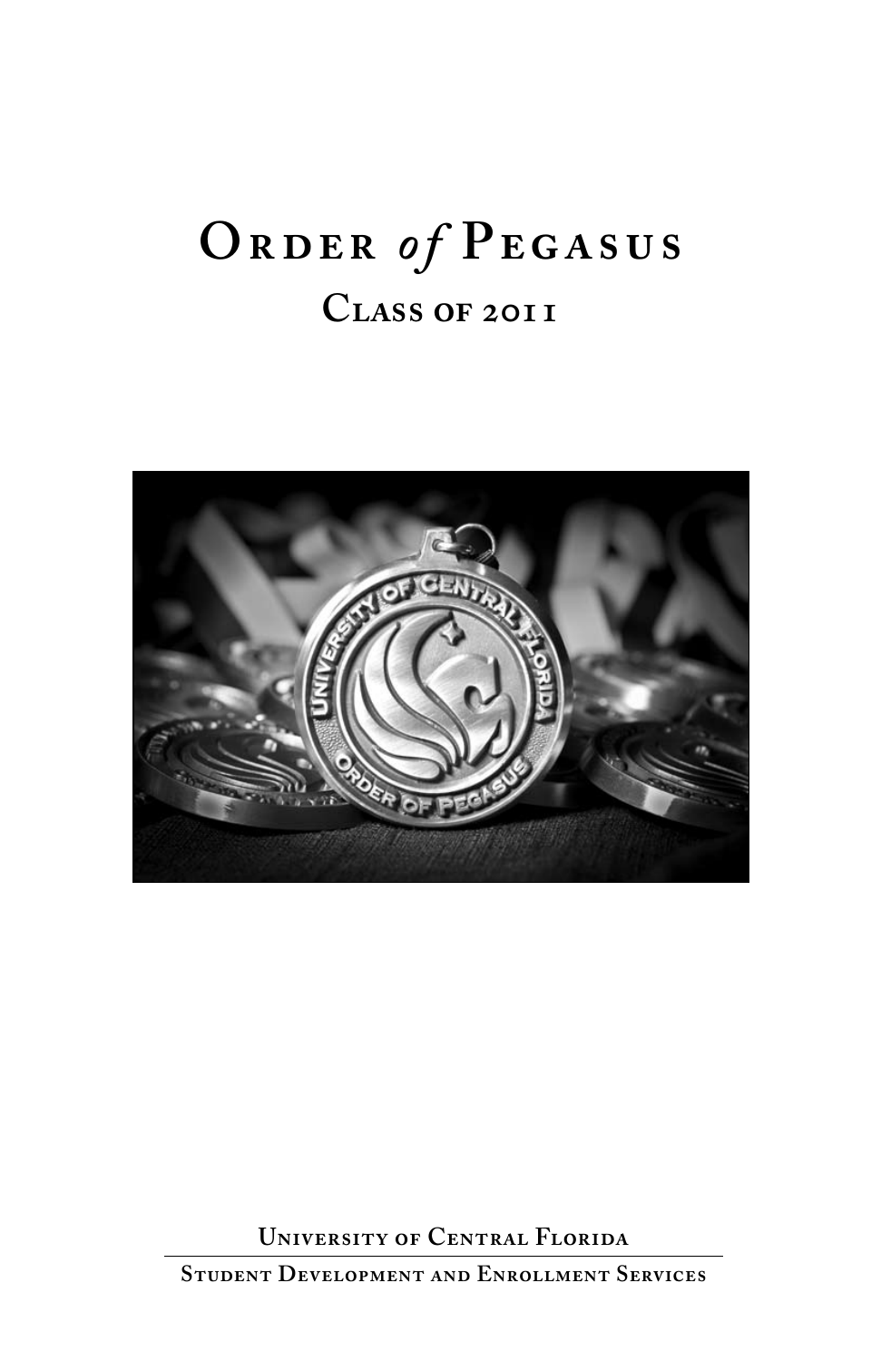# Order *of* Pegasus

## Class of 2011

University of Central Florida

Student Development and Enrollment Services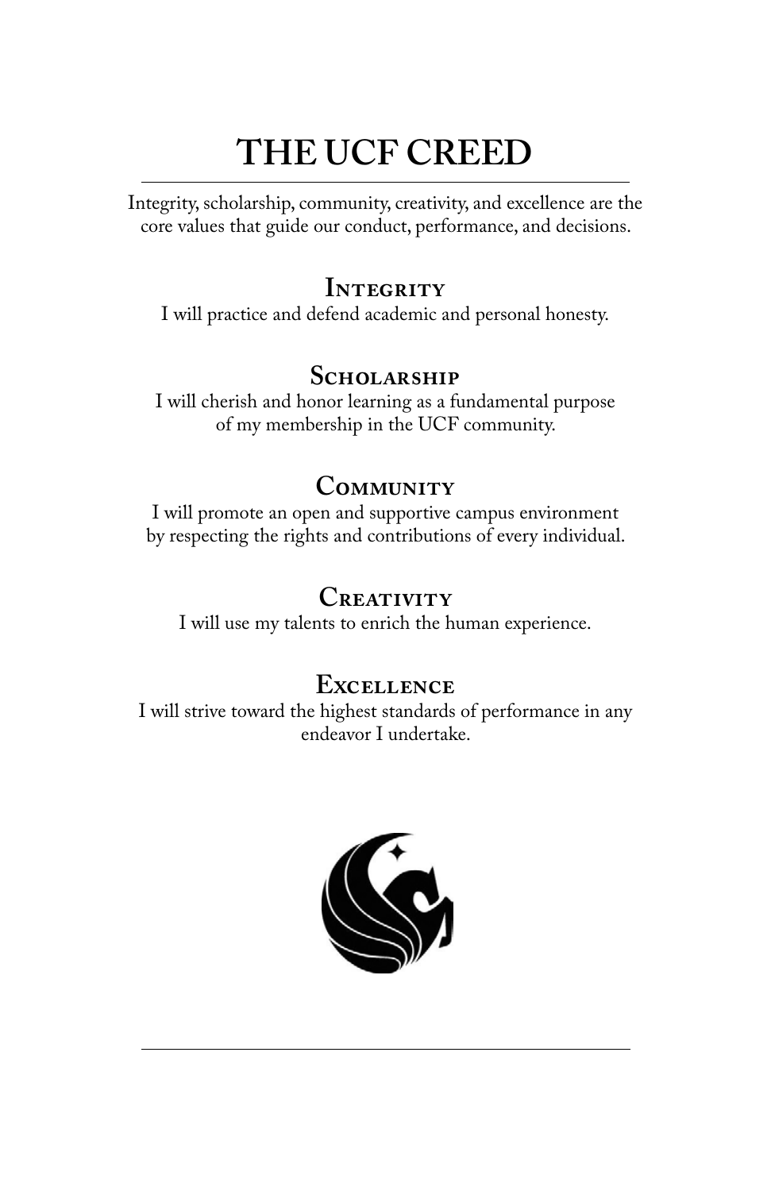# THE UCF CREED

Integrity, scholarship, community, creativity, and excellence are the core values that guide our conduct, performance, and decisions.

## Integrity

I will practice and defend academic and personal honesty.

## Scholarship

I will cherish and honor learning as a fundamental purpose of my membership in the UCF community.

## Community

I will promote an open and supportive campus environment by respecting the rights and contributions of every individual.

## Creativity

I will use my talents to enrich the human experience.

## Excellence

I will strive toward the highest standards of performance in any endeavor I undertake.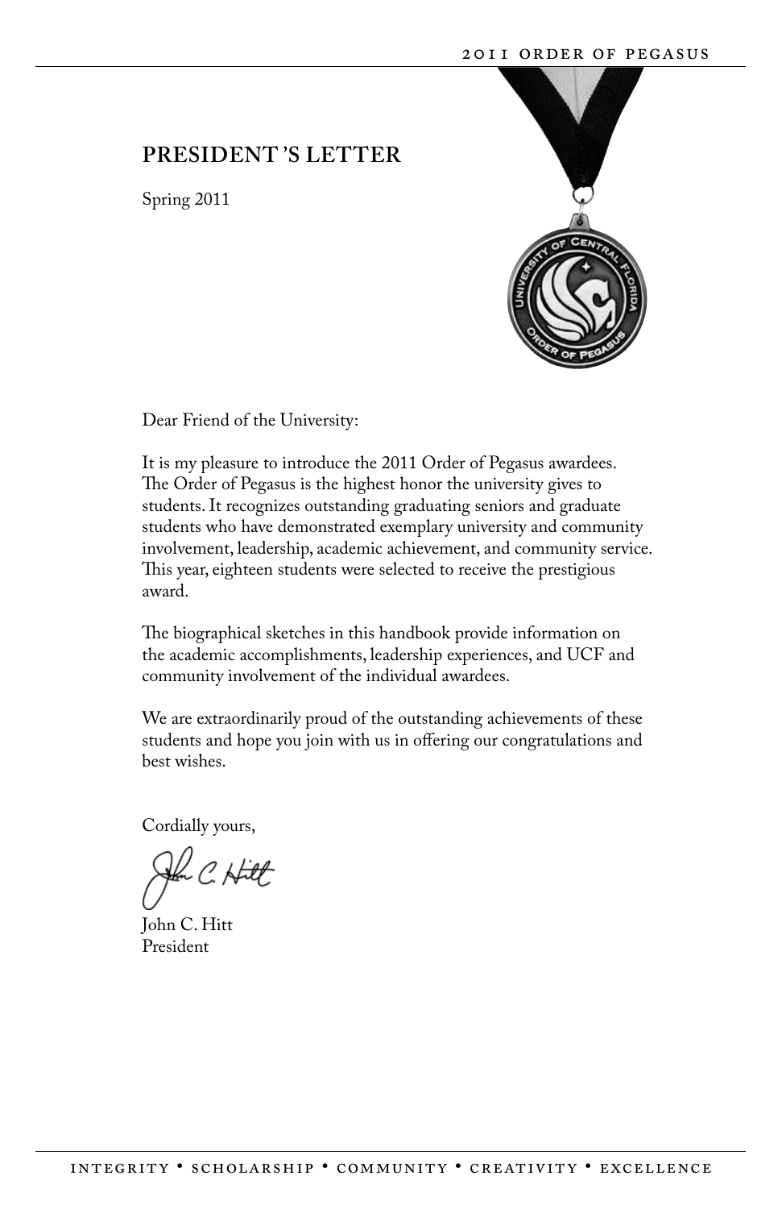## PRESIDENT'S LETTER

Spring 2011

Dear Friend of the University:

It is my pleasure to introduce the 2011 Order of Pegasus awardees. The Order of Pegasus is the highest honor the university gives to students. It recognizes outstanding graduating seniors and graduate students who have demonstrated exemplary university and community involvement, leadership, academic achievement, and community service. This year, eighteen students were selected to receive the prestigious award.

The biographical sketches in this handbook provide information on the academic accomplishments, leadership experiences, and UCF and community involvement of the individual awardees.

We are extraordinarily proud of the outstanding achievements of these students and hope you join with us in offering our congratulations and best wishes.

Cordially yours,

John C. Hitt
President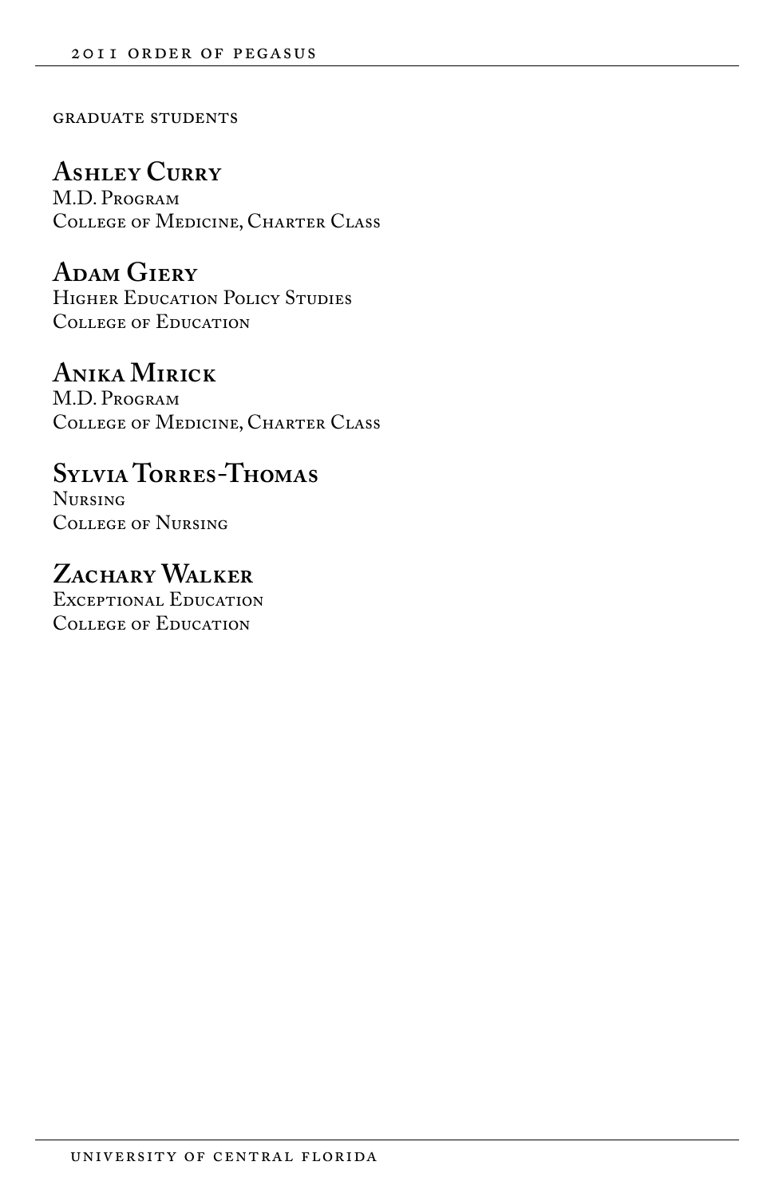GRADUATE STUDENTS

## Ashley Curry
M.D. Program  
College of Medicine, Charter Class

## Adam Giery
Higher Education Policy Studies  
College of Education

## Anika Mirick
M.D. Program  
College of Medicine, Charter Class

## Sylvia Torres-Thomas
Nursing  
College of Nursing

## Zachary Walker
Exceptional Education  
College of Education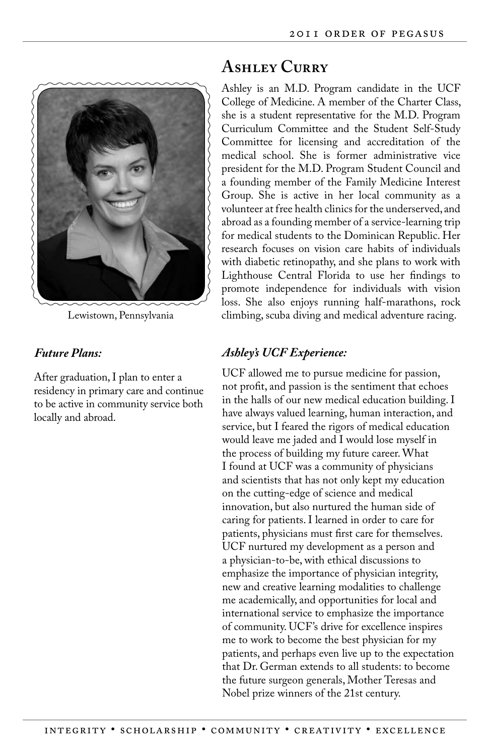## Ashley Curry

Lewistown, Pennsylvania

Ashley is an M.D. Program candidate in the UCF College of Medicine. A member of the Charter Class, she is a student representative for the M.D. Program Curriculum Committee and the Student Self-Study Committee for licensing and accreditation of the medical school. She is former administrative vice president for the M.D. Program Student Council and a founding member of the Family Medicine Interest Group. She is active in her local community as a volunteer at free health clinics for the underserved, and abroad as a founding member of a service-learning trip for medical students to the Dominican Republic. Her research focuses on vision care habits of individuals with diabetic retinopathy, and she plans to work with Lighthouse Central Florida to use her findings to promote independence for individuals with vision loss. She also enjoys running half-marathons, rock climbing, scuba diving and medical adventure racing.

### *Future Plans:*

After graduation, I plan to enter a residency in primary care and continue to be active in community service both locally and abroad.

### *Ashley's UCF Experience:*

UCF allowed me to pursue medicine for passion, not profit, and passion is the sentiment that echoes in the halls of our new medical education building. I have always valued learning, human interaction, and service, but I feared the rigors of medical education would leave me jaded and I would lose myself in the process of building my future career. What I found at UCF was a community of physicians and scientists that has not only kept my education on the cutting-edge of science and medical innovation, but also nurtured the human side of caring for patients. I learned in order to care for patients, physicians must first care for themselves. UCF nurtured my development as a person and a physician-to-be, with ethical discussions to emphasize the importance of physician integrity, new and creative learning modalities to challenge me academically, and opportunities for local and international service to emphasize the importance of community. UCF's drive for excellence inspires me to work to become the best physician for my patients, and perhaps even live up to the expectation that Dr. German extends to all students: to become the future surgeon generals, Mother Teresas and Nobel prize winners of the 21st century.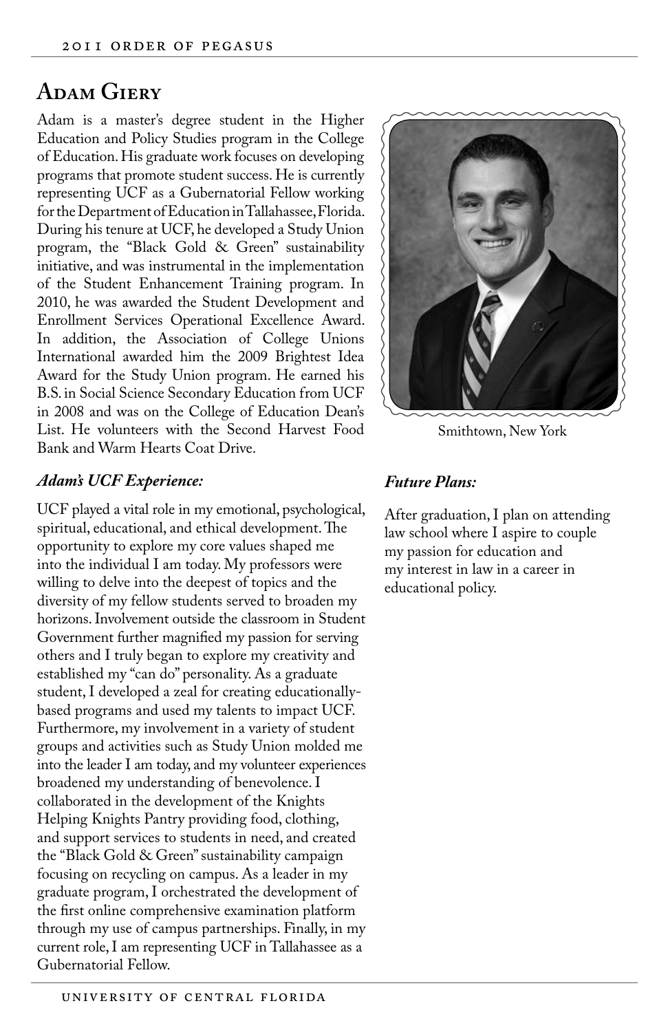## Adam Giery

Adam is a master's degree student in the Higher Education and Policy Studies program in the College of Education. His graduate work focuses on developing programs that promote student success. He is currently representing UCF as a Gubernatorial Fellow working for the Department of Education in Tallahassee, Florida. During his tenure at UCF, he developed a Study Union program, the "Black Gold & Green" sustainability initiative, and was instrumental in the implementation of the Student Enhancement Training program. In 2010, he was awarded the Student Development and Enrollment Services Operational Excellence Award. In addition, the Association of College Unions International awarded him the 2009 Brightest Idea Award for the Study Union program. He earned his B.S. in Social Science Secondary Education from UCF in 2008 and was on the College of Education Dean's List. He volunteers with the Second Harvest Food Bank and Warm Hearts Coat Drive.

Smithtown, New York

### *Adam's UCF Experience:*

UCF played a vital role in my emotional, psychological, spiritual, educational, and ethical development. The opportunity to explore my core values shaped me into the individual I am today. My professors were willing to delve into the deepest of topics and the diversity of my fellow students served to broaden my horizons. Involvement outside the classroom in Student Government further magnified my passion for serving others and I truly began to explore my creativity and established my "can do" personality. As a graduate student, I developed a zeal for creating educationally-based programs and used my talents to impact UCF. Furthermore, my involvement in a variety of student groups and activities such as Study Union molded me into the leader I am today, and my volunteer experiences broadened my understanding of benevolence. I collaborated in the development of the Knights Helping Knights Pantry providing food, clothing, and support services to students in need, and created the "Black Gold & Green" sustainability campaign focusing on recycling on campus. As a leader in my graduate program, I orchestrated the development of the first online comprehensive examination platform through my use of campus partnerships. Finally, in my current role, I am representing UCF in Tallahassee as a Gubernatorial Fellow.

### *Future Plans:*

After graduation, I plan on attending law school where I aspire to couple my passion for education and my interest in law in a career in educational policy.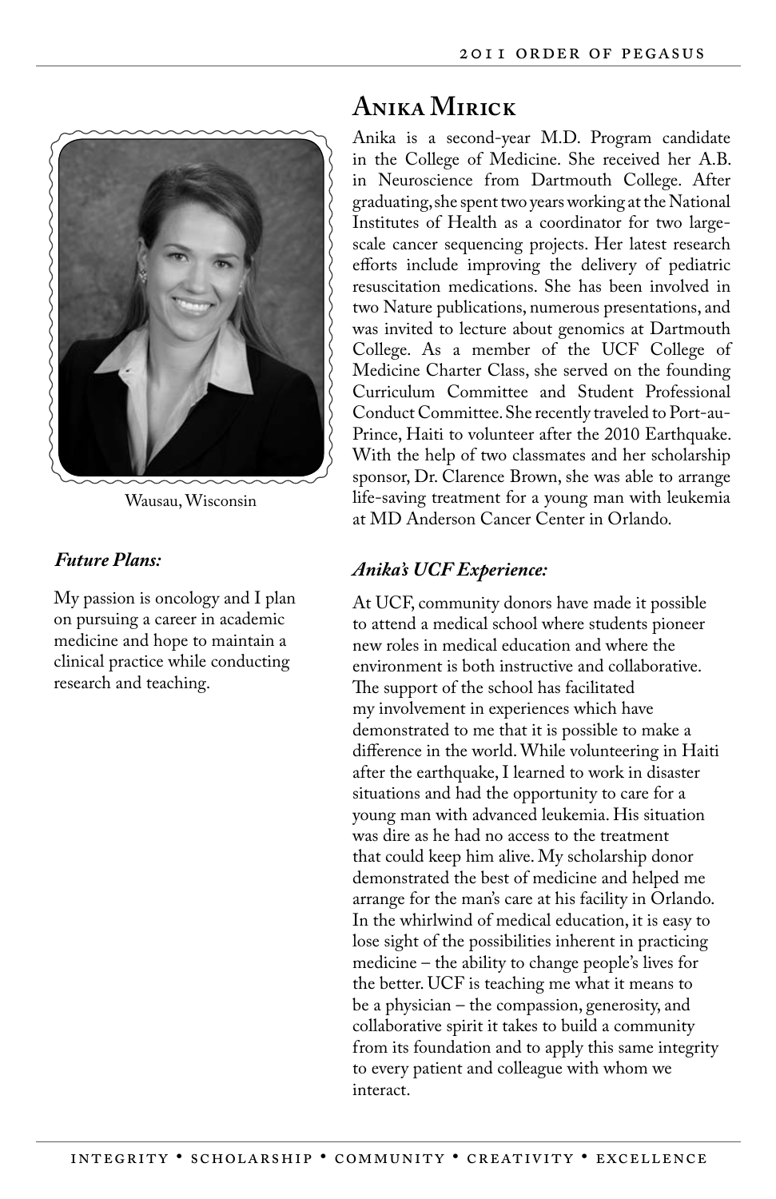# Anika Mirick

Wausau, Wisconsin

Anika is a second-year M.D. Program candidate in the College of Medicine. She received her A.B. in Neuroscience from Dartmouth College. After graduating, she spent two years working at the National Institutes of Health as a coordinator for two large-scale cancer sequencing projects. Her latest research efforts include improving the delivery of pediatric resuscitation medications. She has been involved in two Nature publications, numerous presentations, and was invited to lecture about genomics at Dartmouth College. As a member of the UCF College of Medicine Charter Class, she served on the founding Curriculum Committee and Student Professional Conduct Committee. She recently traveled to Port-au-Prince, Haiti to volunteer after the 2010 Earthquake. With the help of two classmates and her scholarship sponsor, Dr. Clarence Brown, she was able to arrange life-saving treatment for a young man with leukemia at MD Anderson Cancer Center in Orlando.

### *Future Plans:*

My passion is oncology and I plan on pursuing a career in academic medicine and hope to maintain a clinical practice while conducting research and teaching.

### *Anika's UCF Experience:*

At UCF, community donors have made it possible to attend a medical school where students pioneer new roles in medical education and where the environment is both instructive and collaborative. The support of the school has facilitated my involvement in experiences which have demonstrated to me that it is possible to make a difference in the world. While volunteering in Haiti after the earthquake, I learned to work in disaster situations and had the opportunity to care for a young man with advanced leukemia. His situation was dire as he had no access to the treatment that could keep him alive. My scholarship donor demonstrated the best of medicine and helped me arrange for the man's care at his facility in Orlando. In the whirlwind of medical education, it is easy to lose sight of the possibilities inherent in practicing medicine – the ability to change people's lives for the better. UCF is teaching me what it means to be a physician – the compassion, generosity, and collaborative spirit it takes to build a community from its foundation and to apply this same integrity to every patient and colleague with whom we interact.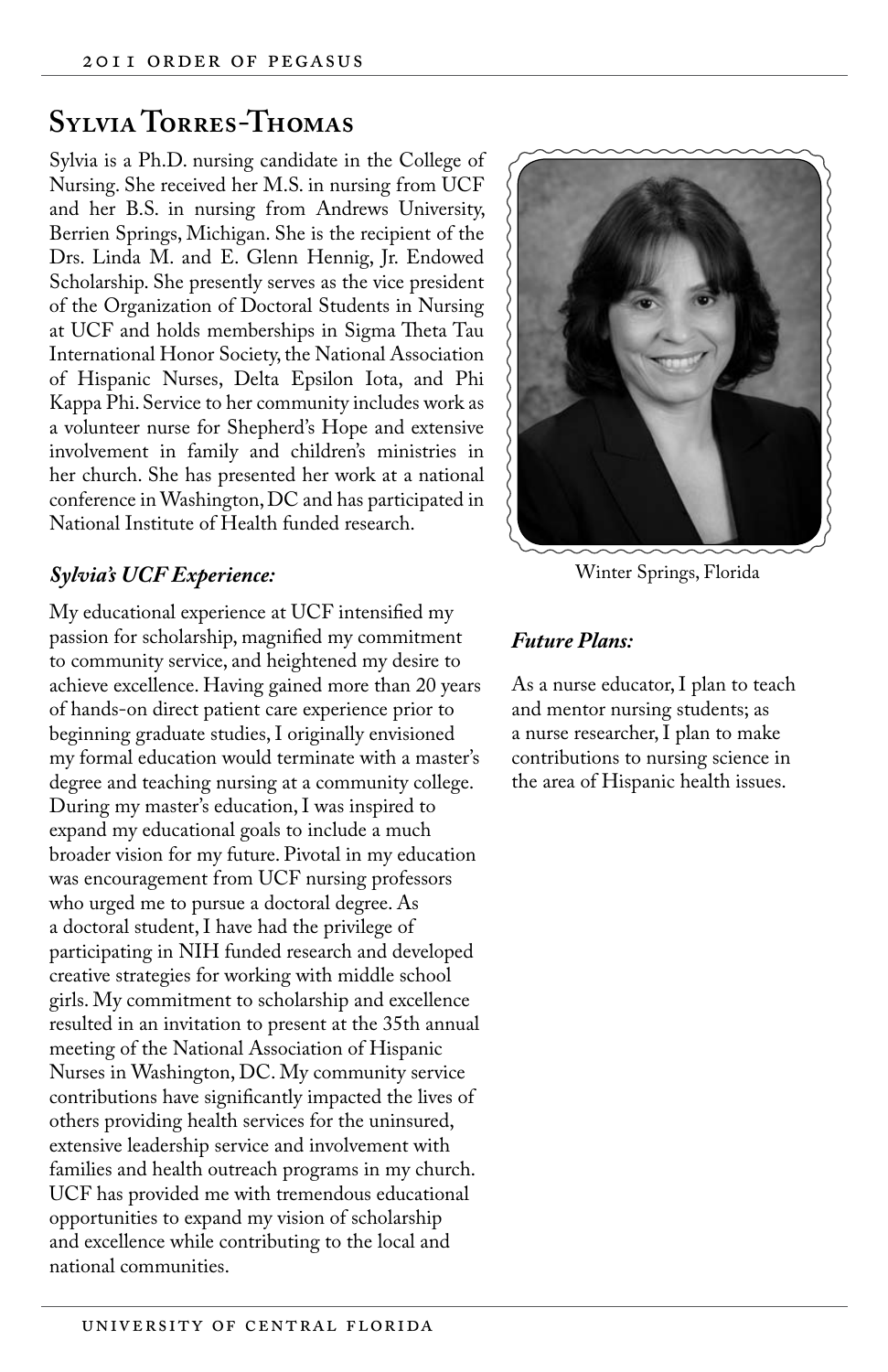# Sylvia Torres-Thomas

Sylvia is a Ph.D. nursing candidate in the College of Nursing. She received her M.S. in nursing from UCF and her B.S. in nursing from Andrews University, Berrien Springs, Michigan. She is the recipient of the Drs. Linda M. and E. Glenn Hennig, Jr. Endowed Scholarship. She presently serves as the vice president of the Organization of Doctoral Students in Nursing at UCF and holds memberships in Sigma Theta Tau International Honor Society, the National Association of Hispanic Nurses, Delta Epsilon Iota, and Phi Kappa Phi. Service to her community includes work as a volunteer nurse for Shepherd's Hope and extensive involvement in family and children's ministries in her church. She has presented her work at a national conference in Washington, DC and has participated in National Institute of Health funded research.

Winter Springs, Florida

### *Sylvia's UCF Experience:*

My educational experience at UCF intensified my passion for scholarship, magnified my commitment to community service, and heightened my desire to achieve excellence. Having gained more than 20 years of hands-on direct patient care experience prior to beginning graduate studies, I originally envisioned my formal education would terminate with a master's degree and teaching nursing at a community college. During my master's education, I was inspired to expand my educational goals to include a much broader vision for my future. Pivotal in my education was encouragement from UCF nursing professors who urged me to pursue a doctoral degree. As a doctoral student, I have had the privilege of participating in NIH funded research and developed creative strategies for working with middle school girls. My commitment to scholarship and excellence resulted in an invitation to present at the 35th annual meeting of the National Association of Hispanic Nurses in Washington, DC. My community service contributions have significantly impacted the lives of others providing health services for the uninsured, extensive leadership service and involvement with families and health outreach programs in my church. UCF has provided me with tremendous educational opportunities to expand my vision of scholarship and excellence while contributing to the local and national communities.

### *Future Plans:*

As a nurse educator, I plan to teach and mentor nursing students; as a nurse researcher, I plan to make contributions to nursing science in the area of Hispanic health issues.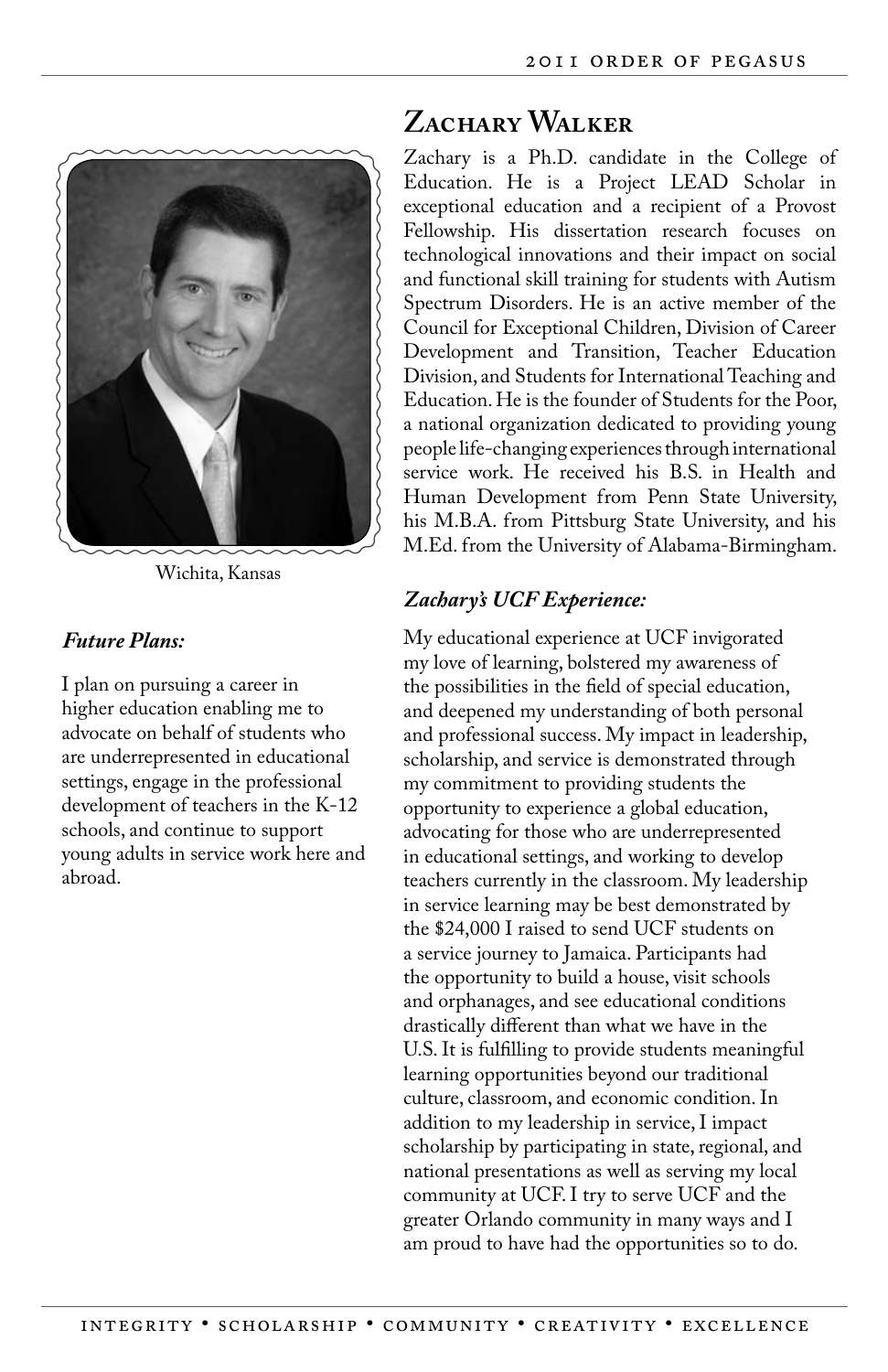## Zachary Walker

Zachary is a Ph.D. candidate in the College of Education. He is a Project LEAD Scholar in exceptional education and a recipient of a Provost Fellowship. His dissertation research focuses on technological innovations and their impact on social and functional skill training for students with Autism Spectrum Disorders. He is an active member of the Council for Exceptional Children, Division of Career Development and Transition, Teacher Education Division, and Students for International Teaching and Education. He is the founder of Students for the Poor, a national organization dedicated to providing young people life-changing experiences through international service work. He received his B.S. in Health and Human Development from Penn State University, his M.B.A. from Pittsburg State University, and his M.Ed. from the University of Alabama-Birmingham.

Wichita, Kansas

### *Future Plans:*

I plan on pursuing a career in higher education enabling me to advocate on behalf of students who are underrepresented in educational settings, engage in the professional development of teachers in the K-12 schools, and continue to support young adults in service work here and abroad.

### *Zachary's UCF Experience:*

My educational experience at UCF invigorated my love of learning, bolstered my awareness of the possibilities in the field of special education, and deepened my understanding of both personal and professional success. My impact in leadership, scholarship, and service is demonstrated through my commitment to providing students the opportunity to experience a global education, advocating for those who are underrepresented in educational settings, and working to develop teachers currently in the classroom. My leadership in service learning may be best demonstrated by the $24,000 I raised to send UCF students on a service journey to Jamaica. Participants had the opportunity to build a house, visit schools and orphanages, and see educational conditions drastically different than what we have in the U.S. It is fulfilling to provide students meaningful learning opportunities beyond our traditional culture, classroom, and economic condition. In addition to my leadership in service, I impact scholarship by participating in state, regional, and national presentations as well as serving my local community at UCF. I try to serve UCF and the greater Orlando community in many ways and I am proud to have had the opportunities so to do.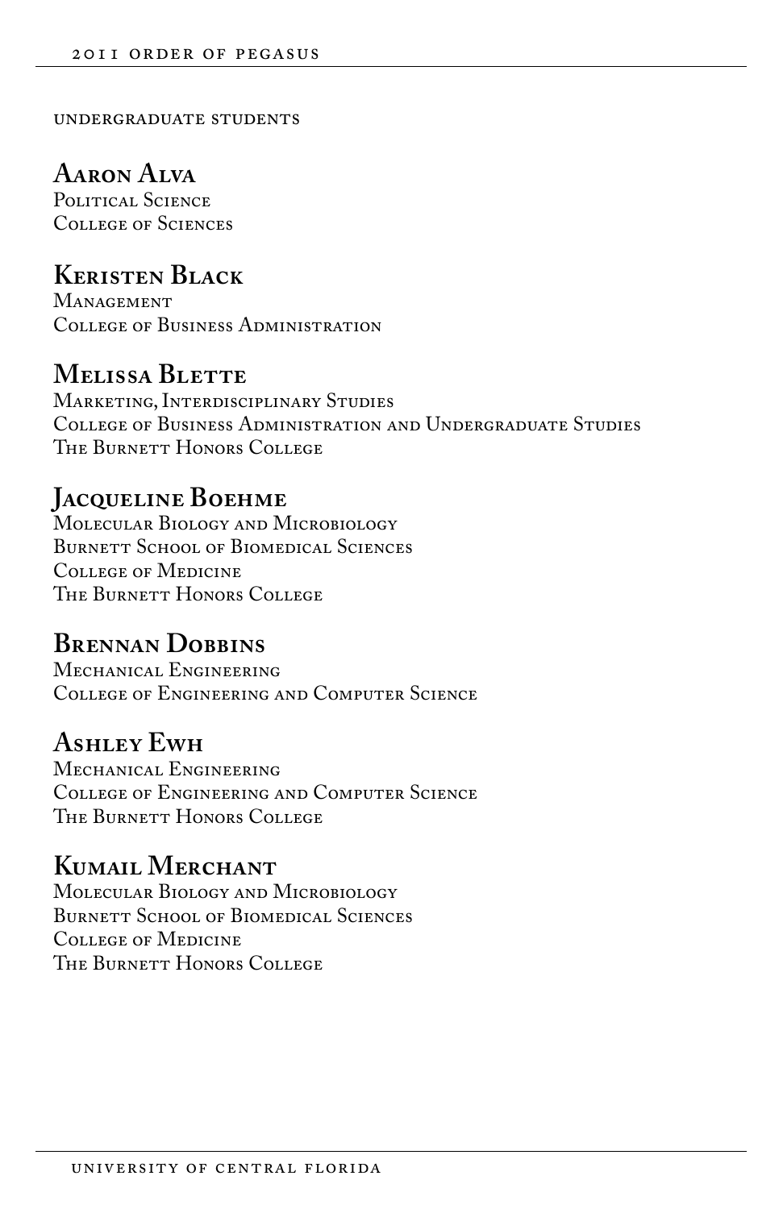## Undergraduate Students

### Aaron Alva
Political Science
College of Sciences

### Keristen Black
Management
College of Business Administration

### Melissa Blette
Marketing, Interdisciplinary Studies
College of Business Administration and Undergraduate Studies
The Burnett Honors College

### Jacqueline Boehme
Molecular Biology and Microbiology
Burnett School of Biomedical Sciences
College of Medicine
The Burnett Honors College

### Brennan Dobbins
Mechanical Engineering
College of Engineering and Computer Science

### Ashley Ewh
Mechanical Engineering
College of Engineering and Computer Science
The Burnett Honors College

### Kumail Merchant
Molecular Biology and Microbiology
Burnett School of Biomedical Sciences
College of Medicine
The Burnett Honors College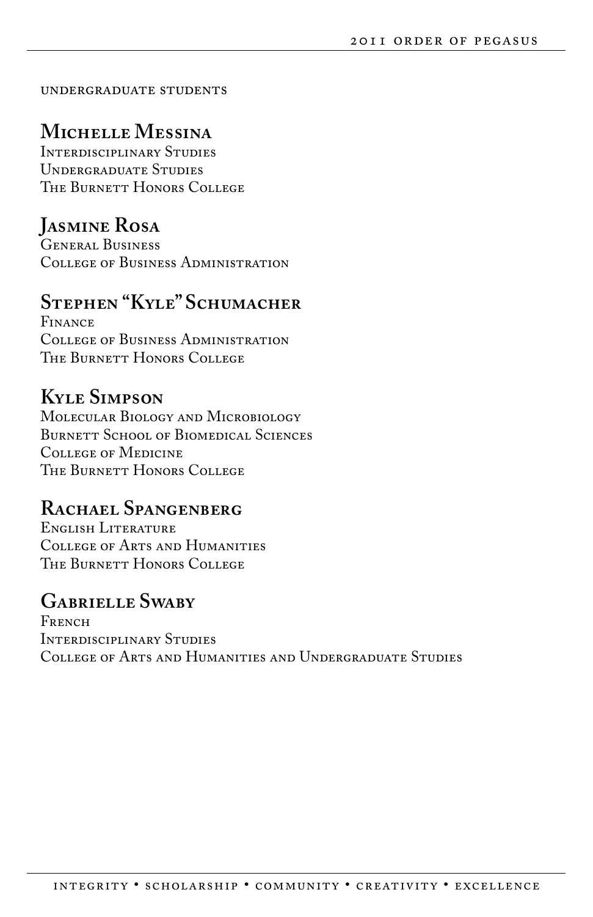undergraduate students

## Michelle Messina

Interdisciplinary Studies
Undergraduate Studies
The Burnett Honors College

## Jasmine Rosa

General Business
College of Business Administration

## Stephen "Kyle" Schumacher

Finance
College of Business Administration
The Burnett Honors College

## Kyle Simpson

Molecular Biology and Microbiology
Burnett School of Biomedical Sciences
College of Medicine
The Burnett Honors College

## Rachael Spangenberg

English Literature
College of Arts and Humanities
The Burnett Honors College

## Gabrielle Swaby

French
Interdisciplinary Studies
College of Arts and Humanities and Undergraduate Studies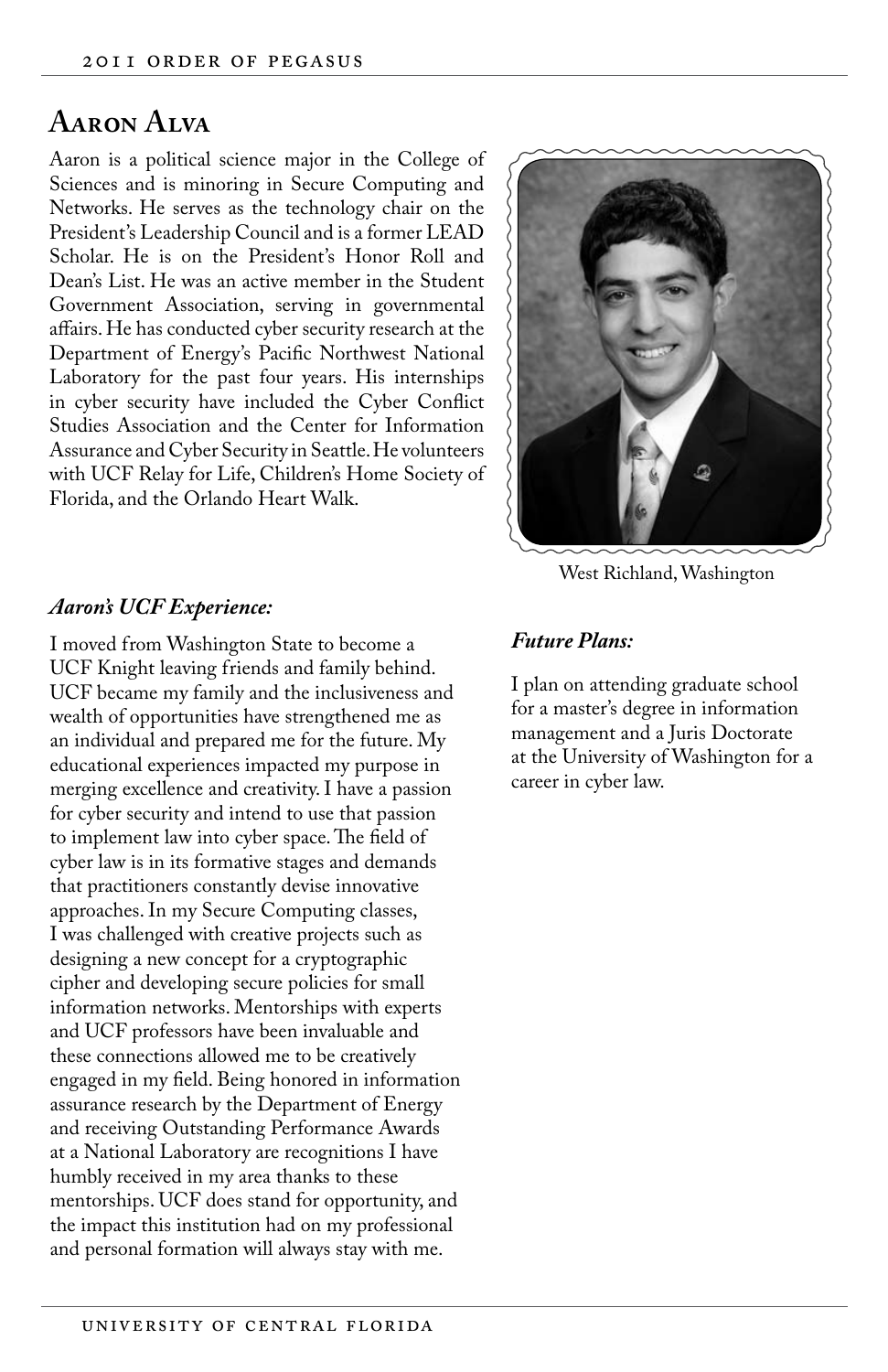# Aaron Alva

Aaron is a political science major in the College of Sciences and is minoring in Secure Computing and Networks. He serves as the technology chair on the President's Leadership Council and is a former LEAD Scholar. He is on the President's Honor Roll and Dean's List. He was an active member in the Student Government Association, serving in governmental affairs. He has conducted cyber security research at the Department of Energy's Pacific Northwest National Laboratory for the past four years. His internships in cyber security have included the Cyber Conflict Studies Association and the Center for Information Assurance and Cyber Security in Seattle. He volunteers with UCF Relay for Life, Children's Home Society of Florida, and the Orlando Heart Walk.

West Richland, Washington

### *Aaron's UCF Experience:*

I moved from Washington State to become a UCF Knight leaving friends and family behind. UCF became my family and the inclusiveness and wealth of opportunities have strengthened me as an individual and prepared me for the future. My educational experiences impacted my purpose in merging excellence and creativity. I have a passion for cyber security and intend to use that passion to implement law into cyber space. The field of cyber law is in its formative stages and demands that practitioners constantly devise innovative approaches. In my Secure Computing classes, I was challenged with creative projects such as designing a new concept for a cryptographic cipher and developing secure policies for small information networks. Mentorships with experts and UCF professors have been invaluable and these connections allowed me to be creatively engaged in my field. Being honored in information assurance research by the Department of Energy and receiving Outstanding Performance Awards at a National Laboratory are recognitions I have humbly received in my area thanks to these mentorships. UCF does stand for opportunity, and the impact this institution had on my professional and personal formation will always stay with me.

### *Future Plans:*

I plan on attending graduate school for a master's degree in information management and a Juris Doctorate at the University of Washington for a career in cyber law.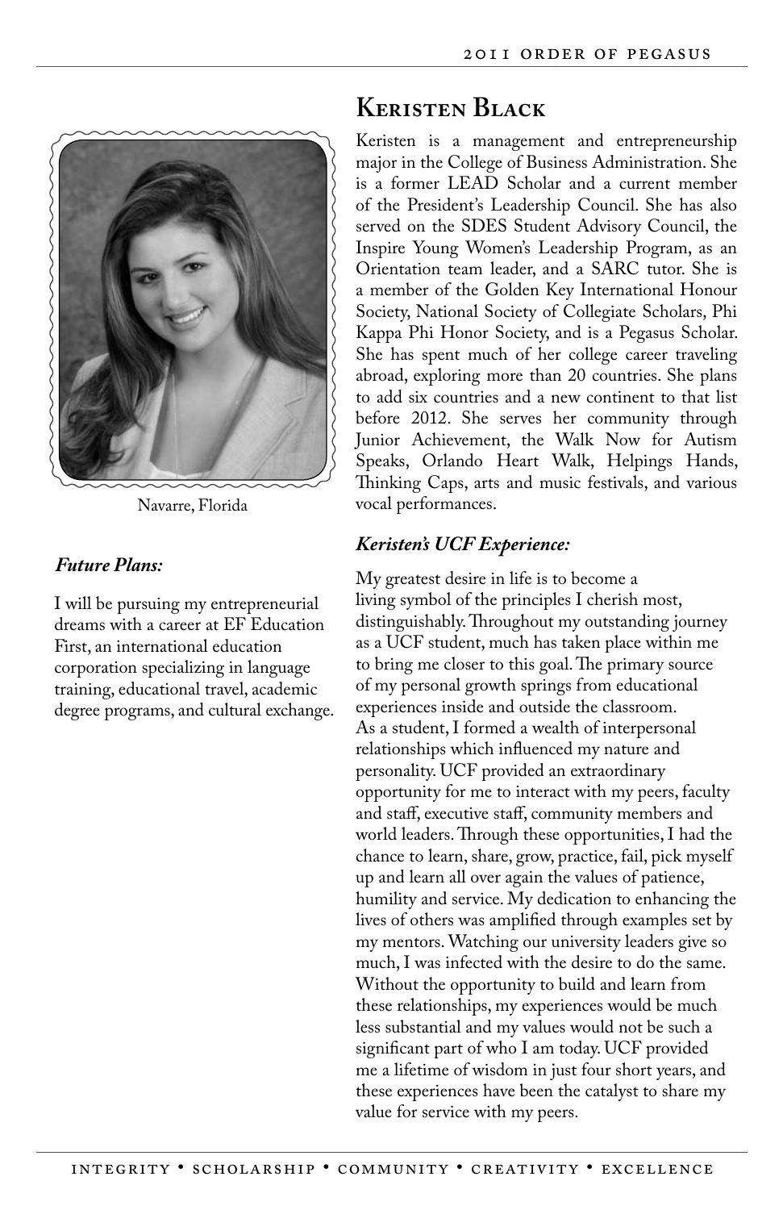## Keristen Black

Navarre, Florida

Keristen is a management and entrepreneurship major in the College of Business Administration. She is a former LEAD Scholar and a current member of the President's Leadership Council. She has also served on the SDES Student Advisory Council, the Inspire Young Women's Leadership Program, as an Orientation team leader, and a SARC tutor. She is a member of the Golden Key International Honour Society, National Society of Collegiate Scholars, Phi Kappa Phi Honor Society, and is a Pegasus Scholar. She has spent much of her college career traveling abroad, exploring more than 20 countries. She plans to add six countries and a new continent to that list before 2012. She serves her community through Junior Achievement, the Walk Now for Autism Speaks, Orlando Heart Walk, Helpings Hands, Thinking Caps, arts and music festivals, and various vocal performances.

### *Future Plans:*

I will be pursuing my entrepreneurial dreams with a career at EF Education First, an international education corporation specializing in language training, educational travel, academic degree programs, and cultural exchange.

### *Keristen's UCF Experience:*

My greatest desire in life is to become a living symbol of the principles I cherish most, distinguishably. Throughout my outstanding journey as a UCF student, much has taken place within me to bring me closer to this goal. The primary source of my personal growth springs from educational experiences inside and outside the classroom. As a student, I formed a wealth of interpersonal relationships which influenced my nature and personality. UCF provided an extraordinary opportunity for me to interact with my peers, faculty and staff, executive staff, community members and world leaders. Through these opportunities, I had the chance to learn, share, grow, practice, fail, pick myself up and learn all over again the values of patience, humility and service. My dedication to enhancing the lives of others was amplified through examples set by my mentors. Watching our university leaders give so much, I was infected with the desire to do the same. Without the opportunity to build and learn from these relationships, my experiences would be much less substantial and my values would not be such a significant part of who I am today. UCF provided me a lifetime of wisdom in just four short years, and these experiences have been the catalyst to share my value for service with my peers.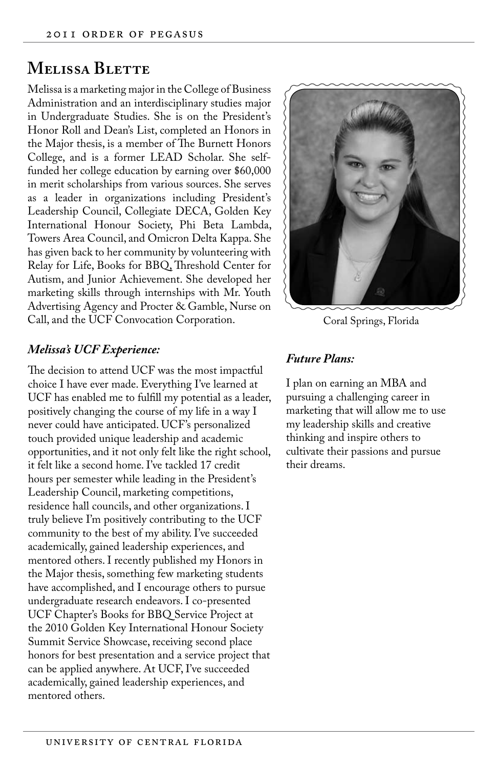# Melissa Blette

Melissa is a marketing major in the College of Business Administration and an interdisciplinary studies major in Undergraduate Studies. She is on the President's Honor Roll and Dean's List, completed an Honors in the Major thesis, is a member of The Burnett Honors College, and is a former LEAD Scholar. She self-funded her college education by earning over $60,000 in merit scholarships from various sources. She serves as a leader in organizations including President's Leadership Council, Collegiate DECA, Golden Key International Honour Society, Phi Beta Lambda, Towers Area Council, and Omicron Delta Kappa. She has given back to her community by volunteering with Relay for Life, Books for BBQ, Threshold Center for Autism, and Junior Achievement. She developed her marketing skills through internships with Mr. Youth Advertising Agency and Procter & Gamble, Nurse on Call, and the UCF Convocation Corporation.

Coral Springs, Florida

### *Melissa's UCF Experience:*

The decision to attend UCF was the most impactful choice I have ever made. Everything I've learned at UCF has enabled me to fulfill my potential as a leader, positively changing the course of my life in a way I never could have anticipated. UCF's personalized touch provided unique leadership and academic opportunities, and it not only felt like the right school, it felt like a second home. I've tackled 17 credit hours per semester while leading in the President's Leadership Council, marketing competitions, residence hall councils, and other organizations. I truly believe I'm positively contributing to the UCF community to the best of my ability. I've succeeded academically, gained leadership experiences, and mentored others. I recently published my Honors in the Major thesis, something few marketing students have accomplished, and I encourage others to pursue undergraduate research endeavors. I co-presented UCF Chapter's Books for BBQ Service Project at the 2010 Golden Key International Honour Society Summit Service Showcase, receiving second place honors for best presentation and a service project that can be applied anywhere. At UCF, I've succeeded academically, gained leadership experiences, and mentored others.

### *Future Plans:*

I plan on earning an MBA and pursuing a challenging career in marketing that will allow me to use my leadership skills and creative thinking and inspire others to cultivate their passions and pursue their dreams.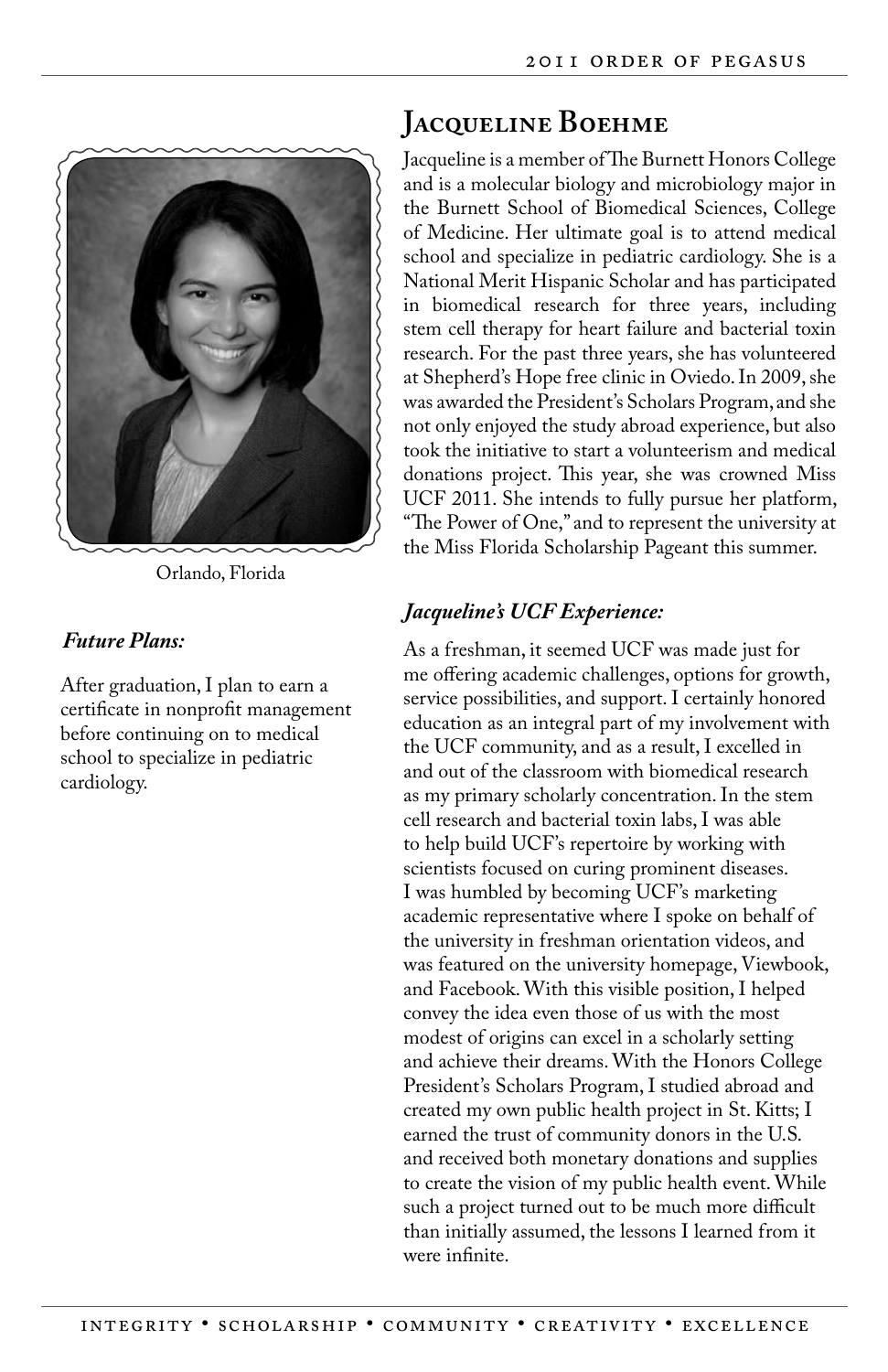## Jacqueline Boehme

Jacqueline is a member of The Burnett Honors College and is a molecular biology and microbiology major in the Burnett School of Biomedical Sciences, College of Medicine. Her ultimate goal is to attend medical school and specialize in pediatric cardiology. She is a National Merit Hispanic Scholar and has participated in biomedical research for three years, including stem cell therapy for heart failure and bacterial toxin research. For the past three years, she has volunteered at Shepherd's Hope free clinic in Oviedo. In 2009, she was awarded the President's Scholars Program, and she not only enjoyed the study abroad experience, but also took the initiative to start a volunteerism and medical donations project. This year, she was crowned Miss UCF 2011. She intends to fully pursue her platform, "The Power of One," and to represent the university at the Miss Florida Scholarship Pageant this summer.

Orlando, Florida

### *Future Plans:*

After graduation, I plan to earn a certificate in nonprofit management before continuing on to medical school to specialize in pediatric cardiology.

### *Jacqueline's UCF Experience:*

As a freshman, it seemed UCF was made just for me offering academic challenges, options for growth, service possibilities, and support. I certainly honored education as an integral part of my involvement with the UCF community, and as a result, I excelled in and out of the classroom with biomedical research as my primary scholarly concentration. In the stem cell research and bacterial toxin labs, I was able to help build UCF's repertoire by working with scientists focused on curing prominent diseases. I was humbled by becoming UCF's marketing academic representative where I spoke on behalf of the university in freshman orientation videos, and was featured on the university homepage, Viewbook, and Facebook. With this visible position, I helped convey the idea even those of us with the most modest of origins can excel in a scholarly setting and achieve their dreams. With the Honors College President's Scholars Program, I studied abroad and created my own public health project in St. Kitts; I earned the trust of community donors in the U.S. and received both monetary donations and supplies to create the vision of my public health event. While such a project turned out to be much more difficult than initially assumed, the lessons I learned from it were infinite.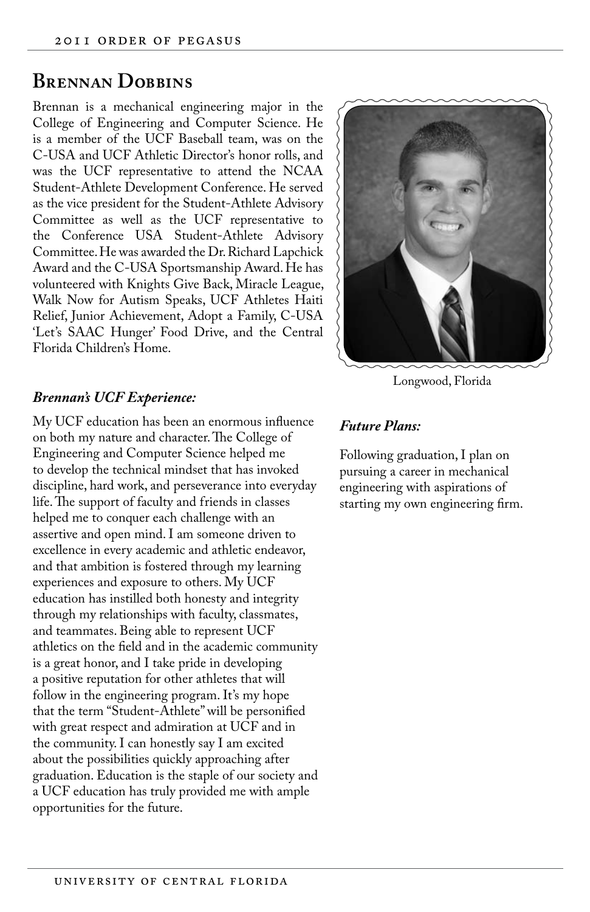## Brennan Dobbins

Brennan is a mechanical engineering major in the College of Engineering and Computer Science. He is a member of the UCF Baseball team, was on the C-USA and UCF Athletic Director's honor rolls, and was the UCF representative to attend the NCAA Student-Athlete Development Conference. He served as the vice president for the Student-Athlete Advisory Committee as well as the UCF representative to the Conference USA Student-Athlete Advisory Committee. He was awarded the Dr. Richard Lapchick Award and the C-USA Sportsmanship Award. He has volunteered with Knights Give Back, Miracle League, Walk Now for Autism Speaks, UCF Athletes Haiti Relief, Junior Achievement, Adopt a Family, C-USA 'Let's SAAC Hunger' Food Drive, and the Central Florida Children's Home.

Longwood, Florida

### *Brennan's UCF Experience:*

My UCF education has been an enormous influence on both my nature and character. The College of Engineering and Computer Science helped me to develop the technical mindset that has invoked discipline, hard work, and perseverance into everyday life. The support of faculty and friends in classes helped me to conquer each challenge with an assertive and open mind. I am someone driven to excellence in every academic and athletic endeavor, and that ambition is fostered through my learning experiences and exposure to others. My UCF education has instilled both honesty and integrity through my relationships with faculty, classmates, and teammates. Being able to represent UCF athletics on the field and in the academic community is a great honor, and I take pride in developing a positive reputation for other athletes that will follow in the engineering program. It's my hope that the term "Student-Athlete" will be personified with great respect and admiration at UCF and in the community. I can honestly say I am excited about the possibilities quickly approaching after graduation. Education is the staple of our society and a UCF education has truly provided me with ample opportunities for the future.

### *Future Plans:*

Following graduation, I plan on pursuing a career in mechanical engineering with aspirations of starting my own engineering firm.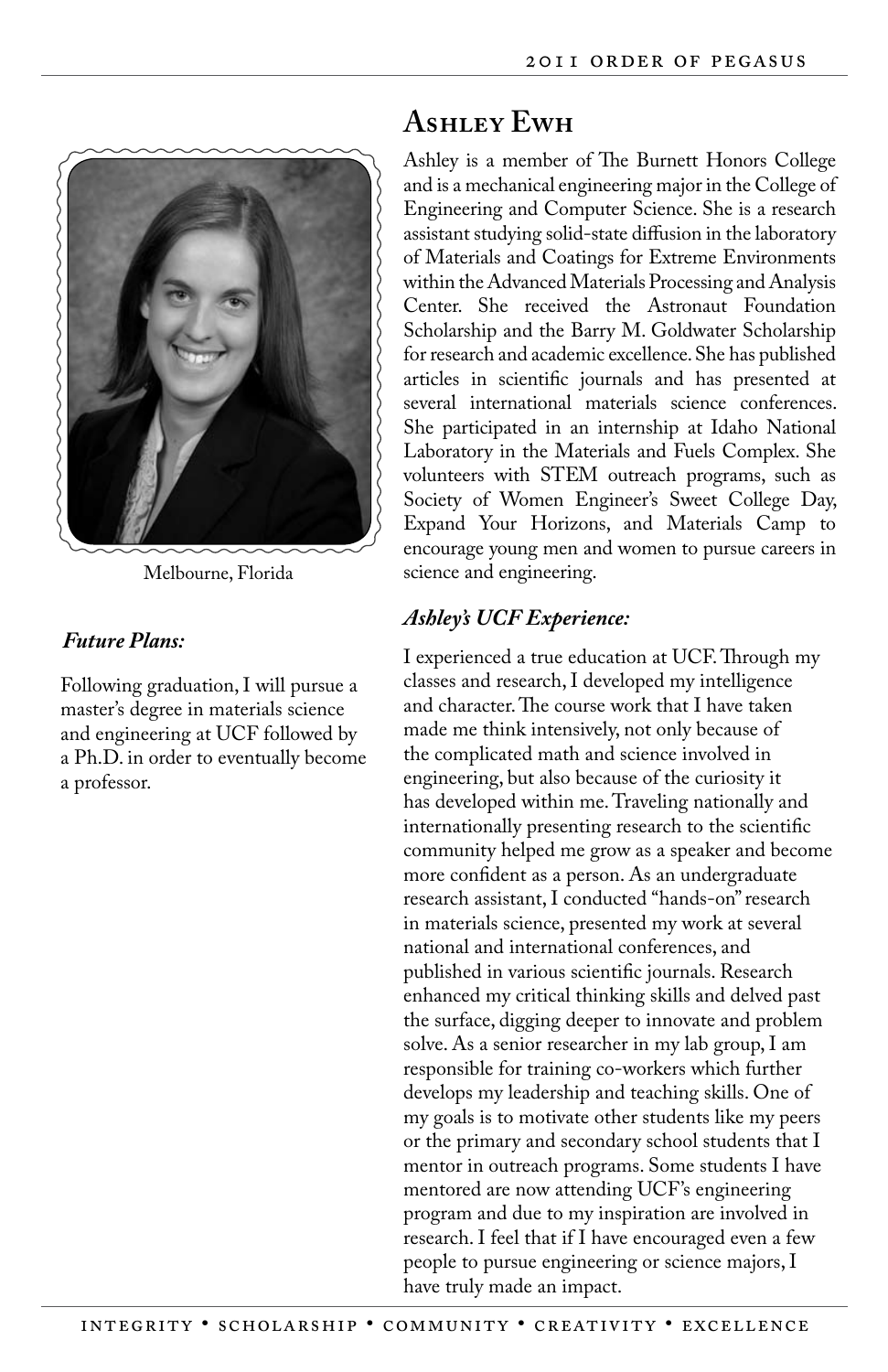## Ashley Ewh

Melbourne, Florida

Ashley is a member of The Burnett Honors College and is a mechanical engineering major in the College of Engineering and Computer Science. She is a research assistant studying solid-state diffusion in the laboratory of Materials and Coatings for Extreme Environments within the Advanced Materials Processing and Analysis Center. She received the Astronaut Foundation Scholarship and the Barry M. Goldwater Scholarship for research and academic excellence. She has published articles in scientific journals and has presented at several international materials science conferences. She participated in an internship at Idaho National Laboratory in the Materials and Fuels Complex. She volunteers with STEM outreach programs, such as Society of Women Engineer's Sweet College Day, Expand Your Horizons, and Materials Camp to encourage young men and women to pursue careers in science and engineering.

### *Future Plans:*

Following graduation, I will pursue a master's degree in materials science and engineering at UCF followed by a Ph.D. in order to eventually become a professor.

### *Ashley's UCF Experience:*

I experienced a true education at UCF. Through my classes and research, I developed my intelligence and character. The course work that I have taken made me think intensively, not only because of the complicated math and science involved in engineering, but also because of the curiosity it has developed within me. Traveling nationally and internationally presenting research to the scientific community helped me grow as a speaker and become more confident as a person. As an undergraduate research assistant, I conducted "hands-on" research in materials science, presented my work at several national and international conferences, and published in various scientific journals. Research enhanced my critical thinking skills and delved past the surface, digging deeper to innovate and problem solve. As a senior researcher in my lab group, I am responsible for training co-workers which further develops my leadership and teaching skills. One of my goals is to motivate other students like my peers or the primary and secondary school students that I mentor in outreach programs. Some students I have mentored are now attending UCF's engineering program and due to my inspiration are involved in research. I feel that if I have encouraged even a few people to pursue engineering or science majors, I have truly made an impact.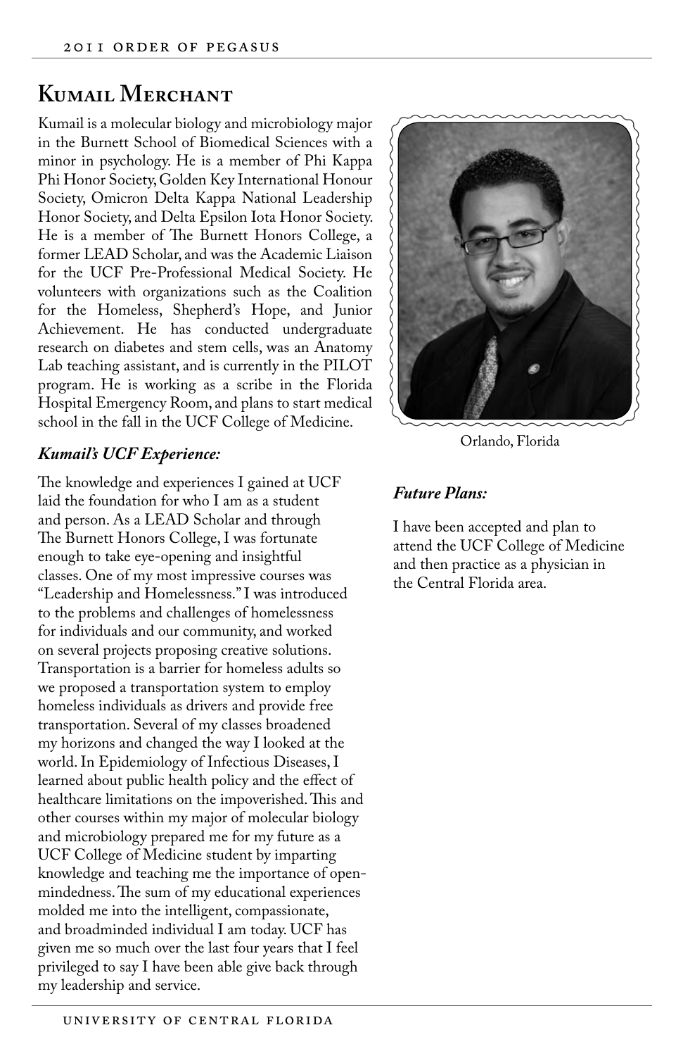# Kumail Merchant

Kumail is a molecular biology and microbiology major in the Burnett School of Biomedical Sciences with a minor in psychology. He is a member of Phi Kappa Phi Honor Society, Golden Key International Honour Society, Omicron Delta Kappa National Leadership Honor Society, and Delta Epsilon Iota Honor Society. He is a member of The Burnett Honors College, a former LEAD Scholar, and was the Academic Liaison for the UCF Pre-Professional Medical Society. He volunteers with organizations such as the Coalition for the Homeless, Shepherd's Hope, and Junior Achievement. He has conducted undergraduate research on diabetes and stem cells, was an Anatomy Lab teaching assistant, and is currently in the PILOT program. He is working as a scribe in the Florida Hospital Emergency Room, and plans to start medical school in the fall in the UCF College of Medicine.

Orlando, Florida

### *Kumail's UCF Experience:*

The knowledge and experiences I gained at UCF laid the foundation for who I am as a student and person. As a LEAD Scholar and through The Burnett Honors College, I was fortunate enough to take eye-opening and insightful classes. One of my most impressive courses was "Leadership and Homelessness." I was introduced to the problems and challenges of homelessness for individuals and our community, and worked on several projects proposing creative solutions. Transportation is a barrier for homeless adults so we proposed a transportation system to employ homeless individuals as drivers and provide free transportation. Several of my classes broadened my horizons and changed the way I looked at the world. In Epidemiology of Infectious Diseases, I learned about public health policy and the effect of healthcare limitations on the impoverished. This and other courses within my major of molecular biology and microbiology prepared me for my future as a UCF College of Medicine student by imparting knowledge and teaching me the importance of open-mindedness. The sum of my educational experiences molded me into the intelligent, compassionate, and broadminded individual I am today. UCF has given me so much over the last four years that I feel privileged to say I have been able give back through my leadership and service.

### *Future Plans:*

I have been accepted and plan to attend the UCF College of Medicine and then practice as a physician in the Central Florida area.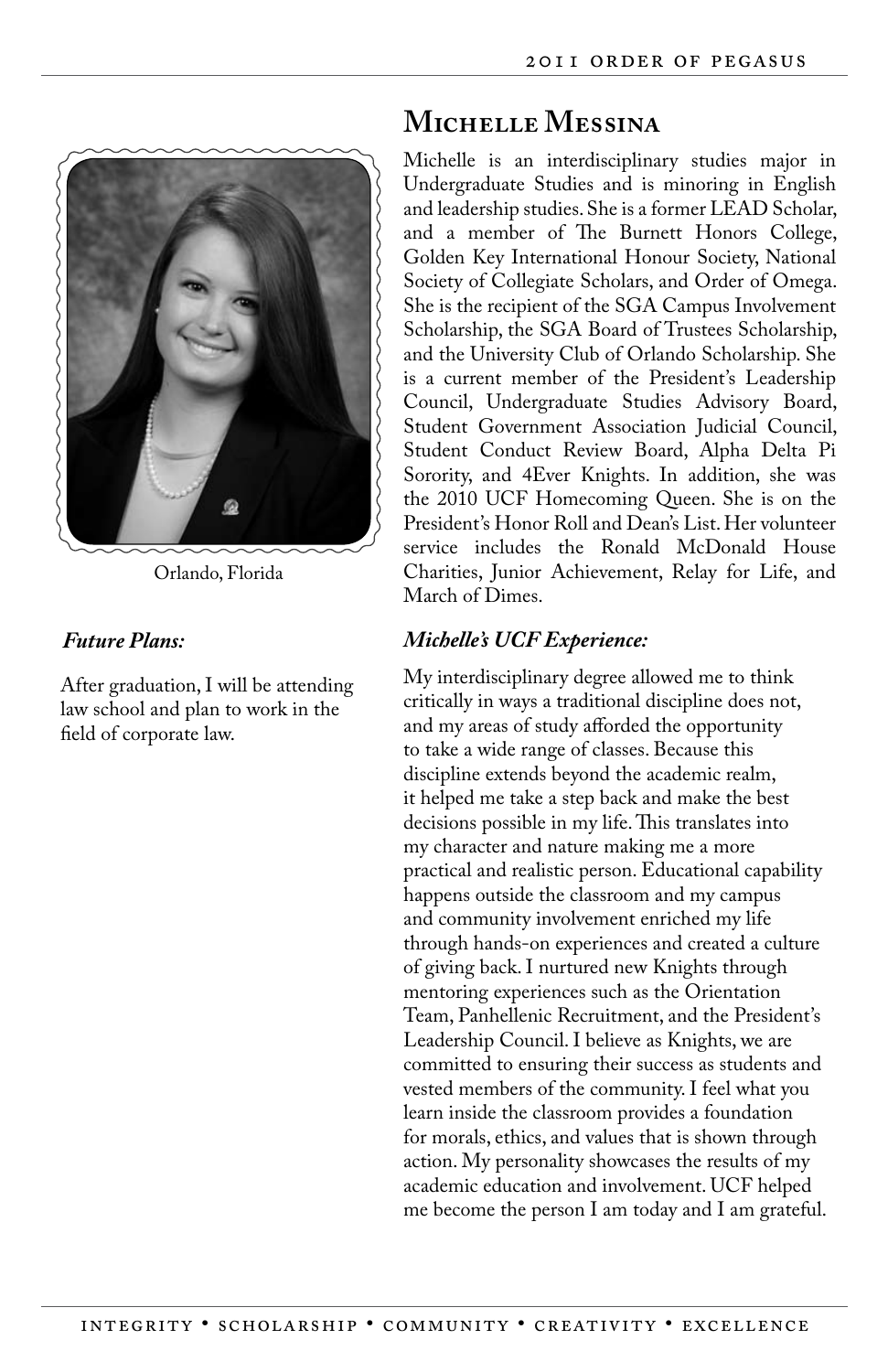## Michelle Messina

Michelle is an interdisciplinary studies major in Undergraduate Studies and is minoring in English and leadership studies. She is a former LEAD Scholar, and a member of The Burnett Honors College, Golden Key International Honour Society, National Society of Collegiate Scholars, and Order of Omega. She is the recipient of the SGA Campus Involvement Scholarship, the SGA Board of Trustees Scholarship, and the University Club of Orlando Scholarship. She is a current member of the President's Leadership Council, Undergraduate Studies Advisory Board, Student Government Association Judicial Council, Student Conduct Review Board, Alpha Delta Pi Sorority, and 4Ever Knights. In addition, she was the 2010 UCF Homecoming Queen. She is on the President's Honor Roll and Dean's List. Her volunteer service includes the Ronald McDonald House Charities, Junior Achievement, Relay for Life, and March of Dimes.

Orlando, Florida

### *Future Plans:*

After graduation, I will be attending law school and plan to work in the field of corporate law.

### *Michelle's UCF Experience:*

My interdisciplinary degree allowed me to think critically in ways a traditional discipline does not, and my areas of study afforded the opportunity to take a wide range of classes. Because this discipline extends beyond the academic realm, it helped me take a step back and make the best decisions possible in my life. This translates into my character and nature making me a more practical and realistic person. Educational capability happens outside the classroom and my campus and community involvement enriched my life through hands-on experiences and created a culture of giving back. I nurtured new Knights through mentoring experiences such as the Orientation Team, Panhellenic Recruitment, and the President's Leadership Council. I believe as Knights, we are committed to ensuring their success as students and vested members of the community. I feel what you learn inside the classroom provides a foundation for morals, ethics, and values that is shown through action. My personality showcases the results of my academic education and involvement. UCF helped me become the person I am today and I am grateful.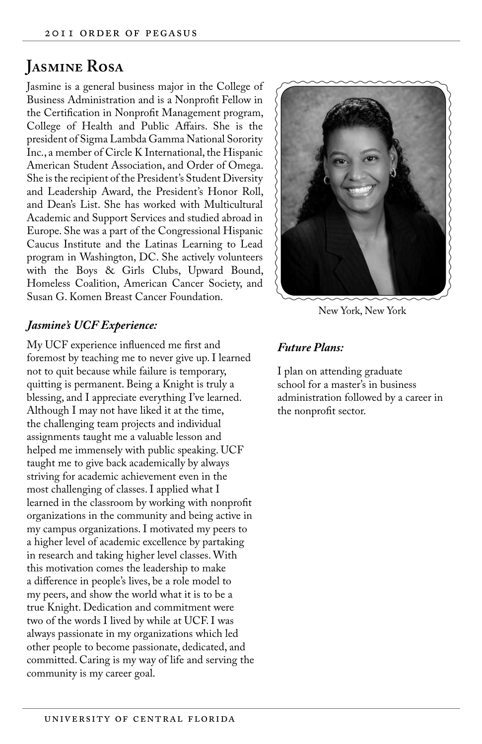# Jasmine Rosa

Jasmine is a general business major in the College of Business Administration and is a Nonprofit Fellow in the Certification in Nonprofit Management program, College of Health and Public Affairs. She is the president of Sigma Lambda Gamma National Sorority Inc., a member of Circle K International, the Hispanic American Student Association, and Order of Omega. She is the recipient of the President's Student Diversity and Leadership Award, the President's Honor Roll, and Dean's List. She has worked with Multicultural Academic and Support Services and studied abroad in Europe. She was a part of the Congressional Hispanic Caucus Institute and the Latinas Learning to Lead program in Washington, DC. She actively volunteers with the Boys & Girls Clubs, Upward Bound, Homeless Coalition, American Cancer Society, and Susan G. Komen Breast Cancer Foundation.

New York, New York

### *Jasmine's UCF Experience:*

My UCF experience influenced me first and foremost by teaching me to never give up. I learned not to quit because while failure is temporary, quitting is permanent. Being a Knight is truly a blessing, and I appreciate everything I've learned. Although I may not have liked it at the time, the challenging team projects and individual assignments taught me a valuable lesson and helped me immensely with public speaking. UCF taught me to give back academically by always striving for academic achievement even in the most challenging of classes. I applied what I learned in the classroom by working with nonprofit organizations in the community and being active in my campus organizations. I motivated my peers to a higher level of academic excellence by partaking in research and taking higher level classes. With this motivation comes the leadership to make a difference in people's lives, be a role model to my peers, and show the world what it is to be a true Knight. Dedication and commitment were two of the words I lived by while at UCF. I was always passionate in my organizations which led other people to become passionate, dedicated, and committed. Caring is my way of life and serving the community is my career goal.

### *Future Plans:*

I plan on attending graduate school for a master's in business administration followed by a career in the nonprofit sector.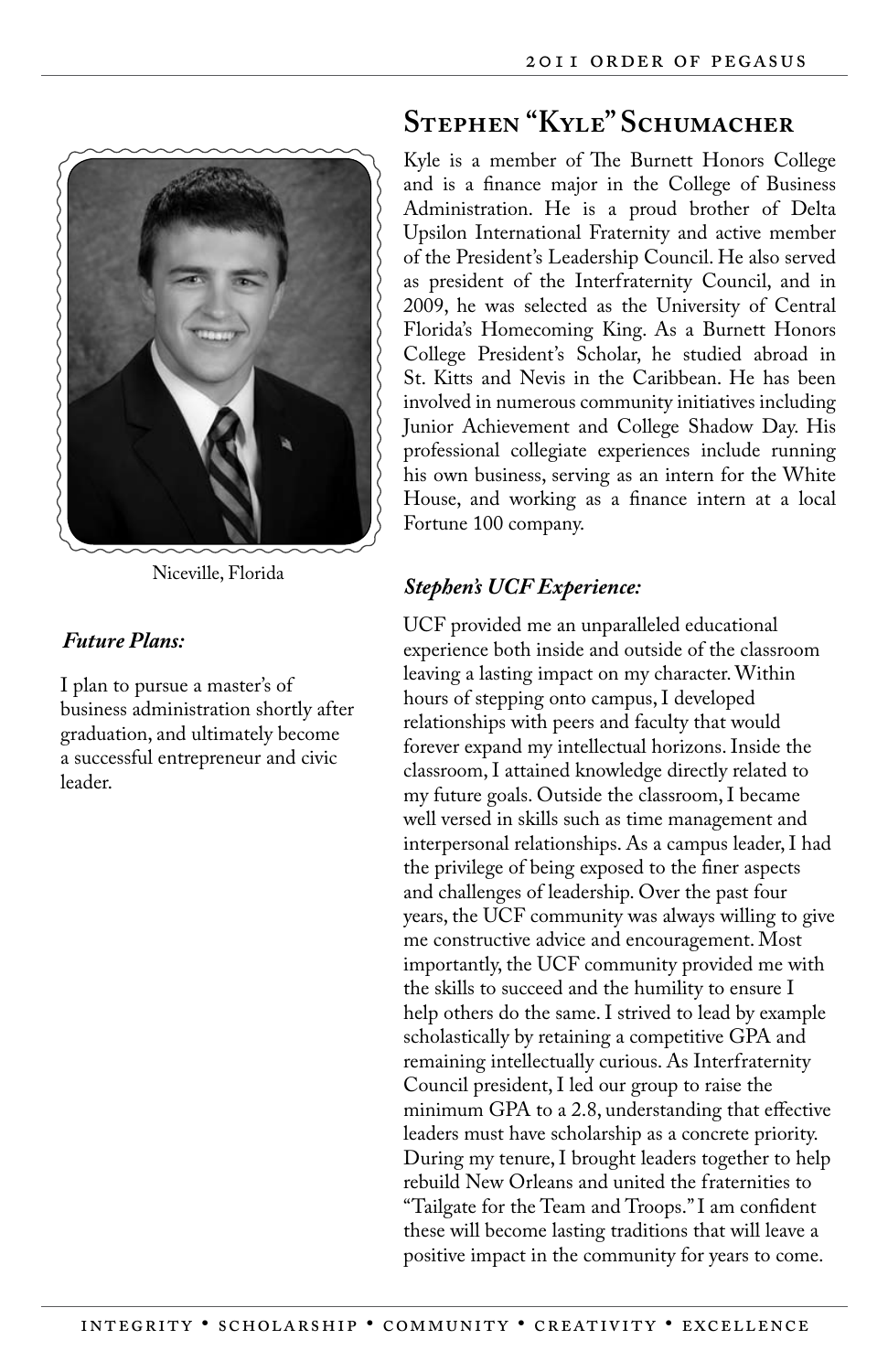## Stephen "Kyle" Schumacher

Niceville, Florida

Kyle is a member of The Burnett Honors College and is a finance major in the College of Business Administration. He is a proud brother of Delta Upsilon International Fraternity and active member of the President's Leadership Council. He also served as president of the Interfraternity Council, and in 2009, he was selected as the University of Central Florida's Homecoming King. As a Burnett Honors College President's Scholar, he studied abroad in St. Kitts and Nevis in the Caribbean. He has been involved in numerous community initiatives including Junior Achievement and College Shadow Day. His professional collegiate experiences include running his own business, serving as an intern for the White House, and working as a finance intern at a local Fortune 100 company.

### *Future Plans:*

I plan to pursue a master's of business administration shortly after graduation, and ultimately become a successful entrepreneur and civic leader.

### *Stephen's UCF Experience:*

UCF provided me an unparalleled educational experience both inside and outside of the classroom leaving a lasting impact on my character. Within hours of stepping onto campus, I developed relationships with peers and faculty that would forever expand my intellectual horizons. Inside the classroom, I attained knowledge directly related to my future goals. Outside the classroom, I became well versed in skills such as time management and interpersonal relationships. As a campus leader, I had the privilege of being exposed to the finer aspects and challenges of leadership. Over the past four years, the UCF community was always willing to give me constructive advice and encouragement. Most importantly, the UCF community provided me with the skills to succeed and the humility to ensure I help others do the same. I strived to lead by example scholastically by retaining a competitive GPA and remaining intellectually curious. As Interfraternity Council president, I led our group to raise the minimum GPA to a 2.8, understanding that effective leaders must have scholarship as a concrete priority. During my tenure, I brought leaders together to help rebuild New Orleans and united the fraternities to "Tailgate for the Team and Troops." I am confident these will become lasting traditions that will leave a positive impact in the community for years to come.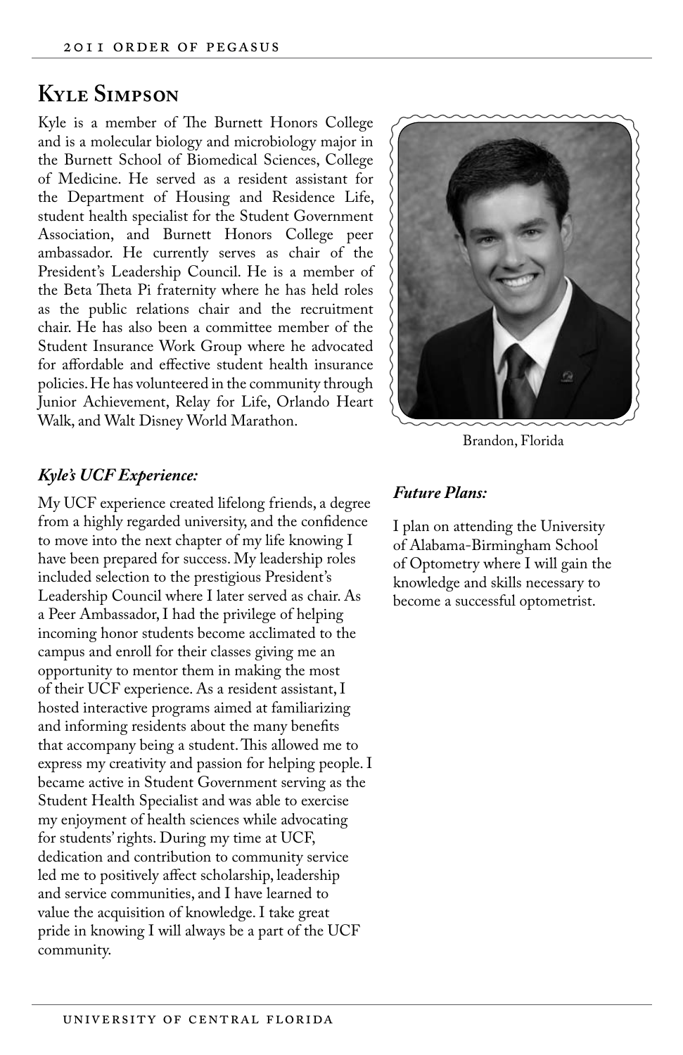## Kyle Simpson

Kyle is a member of The Burnett Honors College and is a molecular biology and microbiology major in the Burnett School of Biomedical Sciences, College of Medicine. He served as a resident assistant for the Department of Housing and Residence Life, student health specialist for the Student Government Association, and Burnett Honors College peer ambassador. He currently serves as chair of the President's Leadership Council. He is a member of the Beta Theta Pi fraternity where he has held roles as the public relations chair and the recruitment chair. He has also been a committee member of the Student Insurance Work Group where he advocated for affordable and effective student health insurance policies. He has volunteered in the community through Junior Achievement, Relay for Life, Orlando Heart Walk, and Walt Disney World Marathon.

Brandon, Florida

### *Kyle's UCF Experience:*

My UCF experience created lifelong friends, a degree from a highly regarded university, and the confidence to move into the next chapter of my life knowing I have been prepared for success. My leadership roles included selection to the prestigious President's Leadership Council where I later served as chair. As a Peer Ambassador, I had the privilege of helping incoming honor students become acclimated to the campus and enroll for their classes giving me an opportunity to mentor them in making the most of their UCF experience. As a resident assistant, I hosted interactive programs aimed at familiarizing and informing residents about the many benefits that accompany being a student. This allowed me to express my creativity and passion for helping people. I became active in Student Government serving as the Student Health Specialist and was able to exercise my enjoyment of health sciences while advocating for students' rights. During my time at UCF, dedication and contribution to community service led me to positively affect scholarship, leadership and service communities, and I have learned to value the acquisition of knowledge. I take great pride in knowing I will always be a part of the UCF community.

### *Future Plans:*

I plan on attending the University of Alabama-Birmingham School of Optometry where I will gain the knowledge and skills necessary to become a successful optometrist.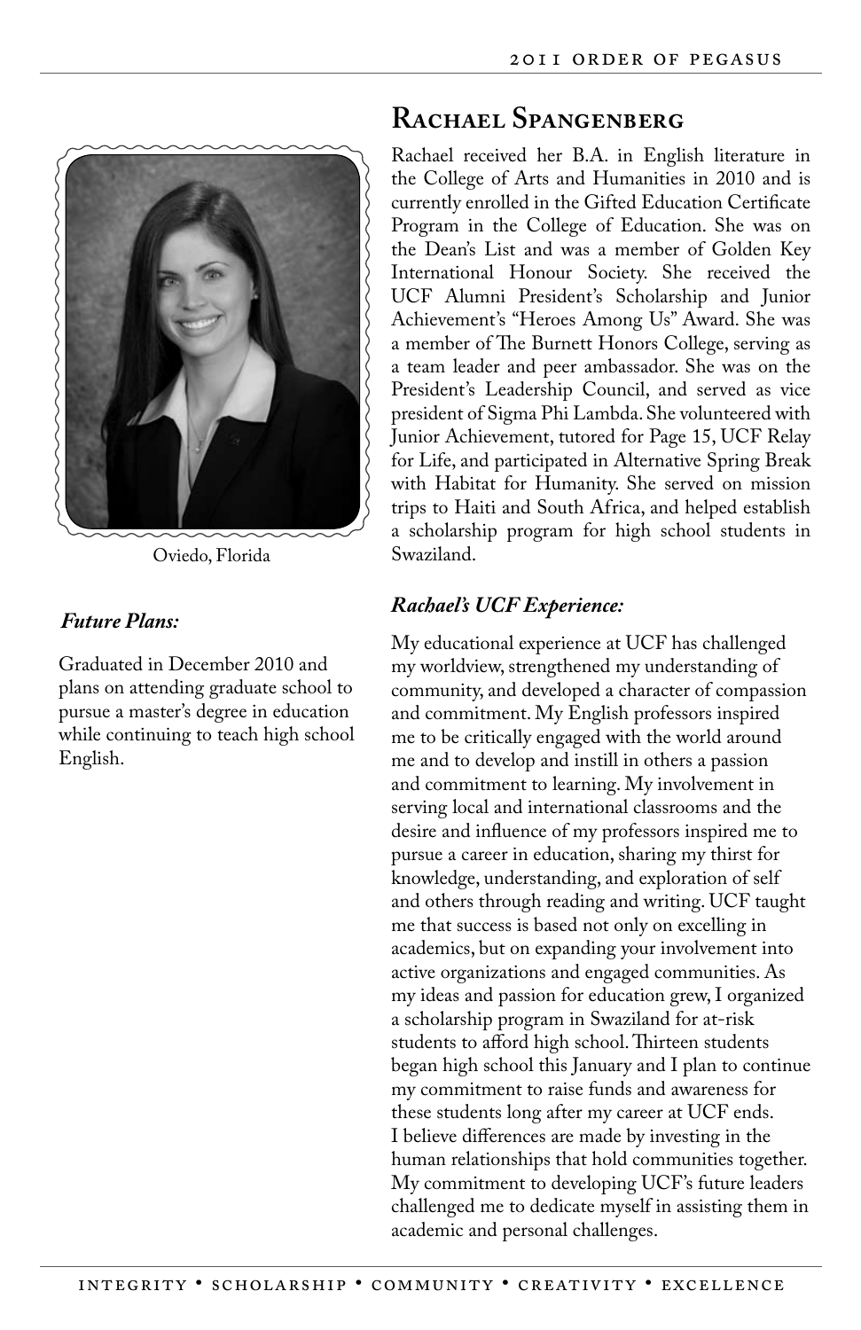## Rachael Spangenberg

Oviedo, Florida

Rachael received her B.A. in English literature in the College of Arts and Humanities in 2010 and is currently enrolled in the Gifted Education Certificate Program in the College of Education. She was on the Dean's List and was a member of Golden Key International Honour Society. She received the UCF Alumni President's Scholarship and Junior Achievement's "Heroes Among Us" Award. She was a member of The Burnett Honors College, serving as a team leader and peer ambassador. She was on the President's Leadership Council, and served as vice president of Sigma Phi Lambda. She volunteered with Junior Achievement, tutored for Page 15, UCF Relay for Life, and participated in Alternative Spring Break with Habitat for Humanity. She served on mission trips to Haiti and South Africa, and helped establish a scholarship program for high school students in Swaziland.

### *Future Plans:*

Graduated in December 2010 and plans on attending graduate school to pursue a master's degree in education while continuing to teach high school English.

### *Rachael's UCF Experience:*

My educational experience at UCF has challenged my worldview, strengthened my understanding of community, and developed a character of compassion and commitment. My English professors inspired me to be critically engaged with the world around me and to develop and instill in others a passion and commitment to learning. My involvement in serving local and international classrooms and the desire and influence of my professors inspired me to pursue a career in education, sharing my thirst for knowledge, understanding, and exploration of self and others through reading and writing. UCF taught me that success is based not only on excelling in academics, but on expanding your involvement into active organizations and engaged communities. As my ideas and passion for education grew, I organized a scholarship program in Swaziland for at-risk students to afford high school. Thirteen students began high school this January and I plan to continue my commitment to raise funds and awareness for these students long after my career at UCF ends. I believe differences are made by investing in the human relationships that hold communities together. My commitment to developing UCF's future leaders challenged me to dedicate myself in assisting them in academic and personal challenges.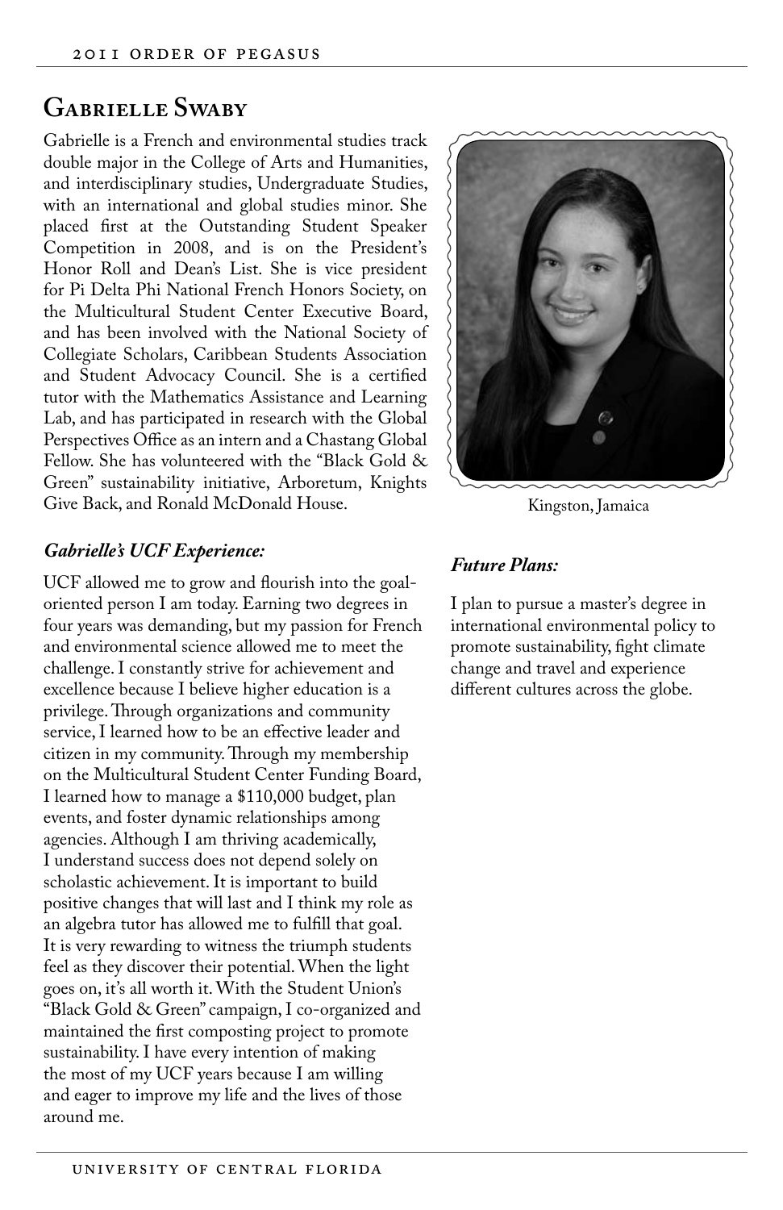## Gabrielle Swaby

Gabrielle is a French and environmental studies track double major in the College of Arts and Humanities, and interdisciplinary studies, Undergraduate Studies, with an international and global studies minor. She placed first at the Outstanding Student Speaker Competition in 2008, and is on the President's Honor Roll and Dean's List. She is vice president for Pi Delta Phi National French Honors Society, on the Multicultural Student Center Executive Board, and has been involved with the National Society of Collegiate Scholars, Caribbean Students Association and Student Advocacy Council. She is a certified tutor with the Mathematics Assistance and Learning Lab, and has participated in research with the Global Perspectives Office as an intern and a Chastang Global Fellow. She has volunteered with the "Black Gold & Green" sustainability initiative, Arboretum, Knights Give Back, and Ronald McDonald House.

Kingston, Jamaica

### *Gabrielle's UCF Experience:*

UCF allowed me to grow and flourish into the goal-oriented person I am today. Earning two degrees in four years was demanding, but my passion for French and environmental science allowed me to meet the challenge. I constantly strive for achievement and excellence because I believe higher education is a privilege. Through organizations and community service, I learned how to be an effective leader and citizen in my community. Through my membership on the Multicultural Student Center Funding Board, I learned how to manage a $110,000 budget, plan events, and foster dynamic relationships among agencies. Although I am thriving academically, I understand success does not depend solely on scholastic achievement. It is important to build positive changes that will last and I think my role as an algebra tutor has allowed me to fulfill that goal. It is very rewarding to witness the triumph students feel as they discover their potential. When the light goes on, it's all worth it. With the Student Union's "Black Gold & Green" campaign, I co-organized and maintained the first composting project to promote sustainability. I have every intention of making the most of my UCF years because I am willing and eager to improve my life and the lives of those around me.

### *Future Plans:*

I plan to pursue a master's degree in international environmental policy to promote sustainability, fight climate change and travel and experience different cultures across the globe.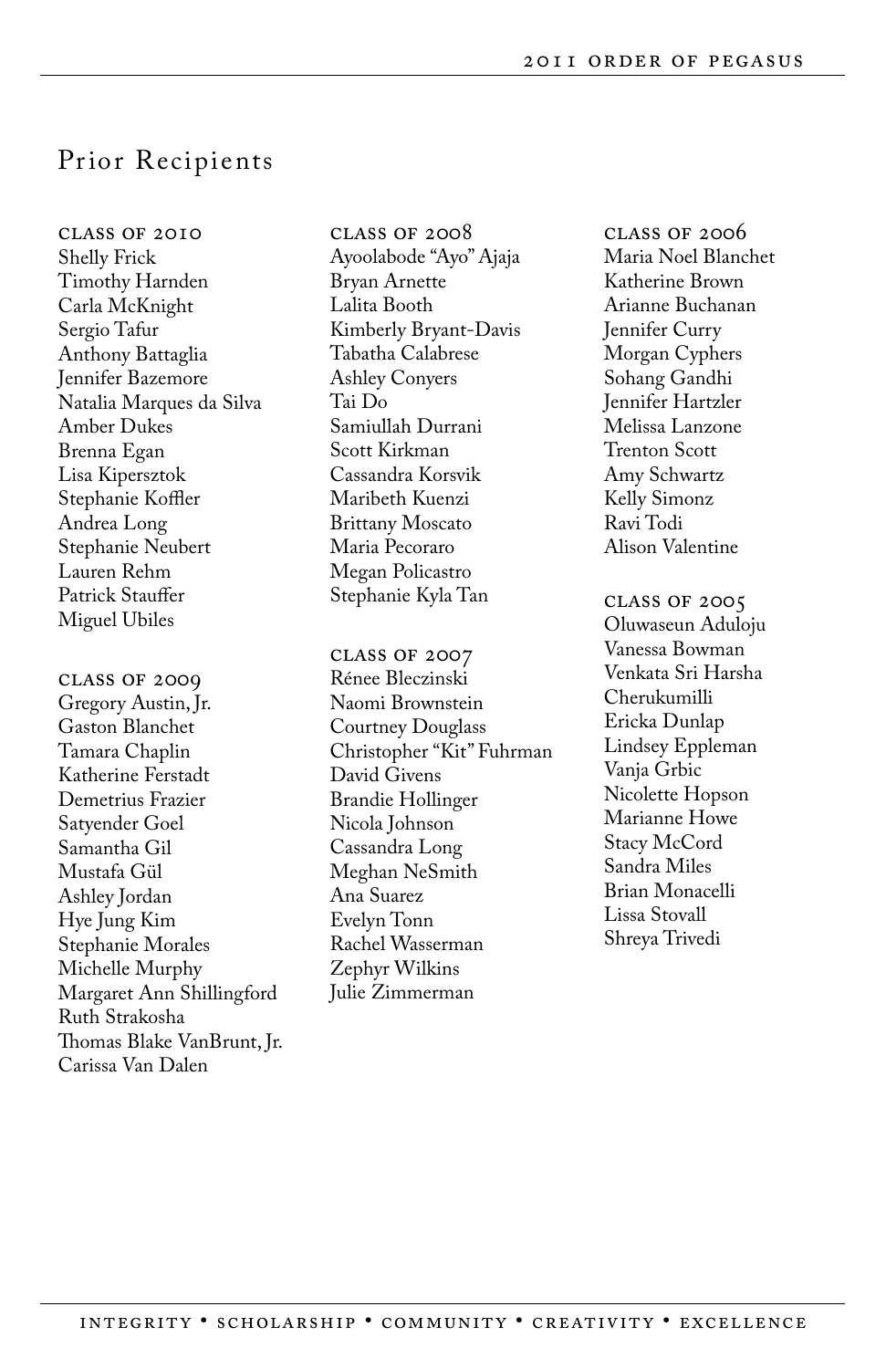## Prior Recipients

**Class of 2010**
Shelly Frick
Timothy Harnden
Carla McKnight
Sergio Tafur
Anthony Battaglia
Jennifer Bazemore
Natalia Marques da Silva
Amber Dukes
Brenna Egan
Lisa Kipersztok
Stephanie Koffler
Andrea Long
Stephanie Neubert
Lauren Rehm
Patrick Stauffer
Miguel Ubiles

**Class of 2009**
Gregory Austin, Jr.
Gaston Blanchet
Tamara Chaplin
Katherine Ferstadt
Demetrius Frazier
Satyender Goel
Samantha Gil
Mustafa Gül
Ashley Jordan
Hye Jung Kim
Stephanie Morales
Michelle Murphy
Margaret Ann Shillingford
Ruth Strakosha
Thomas Blake VanBrunt, Jr.
Carissa Van Dalen

**Class of 2008**
Ayoolabode "Ayo" Ajaja
Bryan Arnette
Lalita Booth
Kimberly Bryant-Davis
Tabatha Calabrese
Ashley Conyers
Tai Do
Samiullah Durrani
Scott Kirkman
Cassandra Korsvik
Maribeth Kuenzi
Brittany Moscato
Maria Pecoraro
Megan Policastro
Stephanie Kyla Tan

**Class of 2007**
Rénee Bleczinski
Naomi Brownstein
Courtney Douglass
Christopher "Kit" Fuhrman
David Givens
Brandie Hollinger
Nicola Johnson
Cassandra Long
Meghan NeSmith
Ana Suarez
Evelyn Tonn
Rachel Wasserman
Zephyr Wilkins
Julie Zimmerman

**Class of 2006**
Maria Noel Blanchet
Katherine Brown
Arianne Buchanan
Jennifer Curry
Morgan Cyphers
Sohang Gandhi
Jennifer Hartzler
Melissa Lanzone
Trenton Scott
Amy Schwartz
Kelly Simonz
Ravi Todi
Alison Valentine

**Class of 2005**
Oluwaseun Aduloju
Vanessa Bowman
Venkata Sri Harsha Cherukumilli
Ericka Dunlap
Lindsey Eppleman
Vanja Grbic
Nicolette Hopson
Marianne Howe
Stacy McCord
Sandra Miles
Brian Monacelli
Lissa Stovall
Shreya Trivedi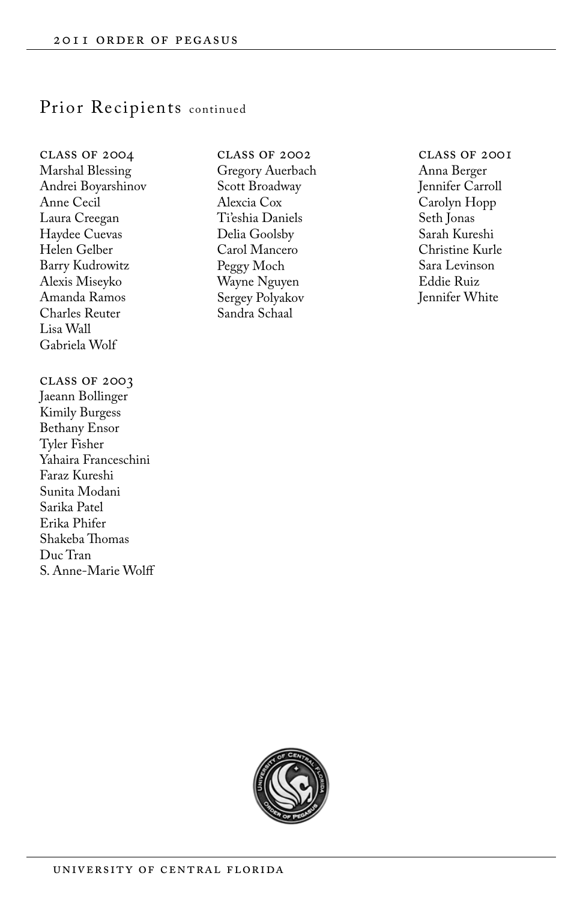## Prior Recipients continued

### Class of 2004

Marshal Blessing
Andrei Boyarshinov
Anne Cecil
Laura Creegan
Haydee Cuevas
Helen Gelber
Barry Kudrowitz
Alexis Miseyko
Amanda Ramos
Charles Reuter
Lisa Wall
Gabriela Wolf

### Class of 2003

Jaeann Bollinger
Kimily Burgess
Bethany Ensor
Tyler Fisher
Yahaira Franceschini
Faraz Kureshi
Sunita Modani
Sarika Patel
Erika Phifer
Shakeba Thomas
Duc Tran
S. Anne-Marie Wolff

### Class of 2002

Gregory Auerbach
Scott Broadway
Alexcia Cox
Ti'eshia Daniels
Delia Goolsby
Carol Mancero
Peggy Moch
Wayne Nguyen
Sergey Polyakov
Sandra Schaal

### Class of 2001

Anna Berger
Jennifer Carroll
Carolyn Hopp
Seth Jonas
Sarah Kureshi
Christine Kurle
Sara Levinson
Eddie Ruiz
Jennifer White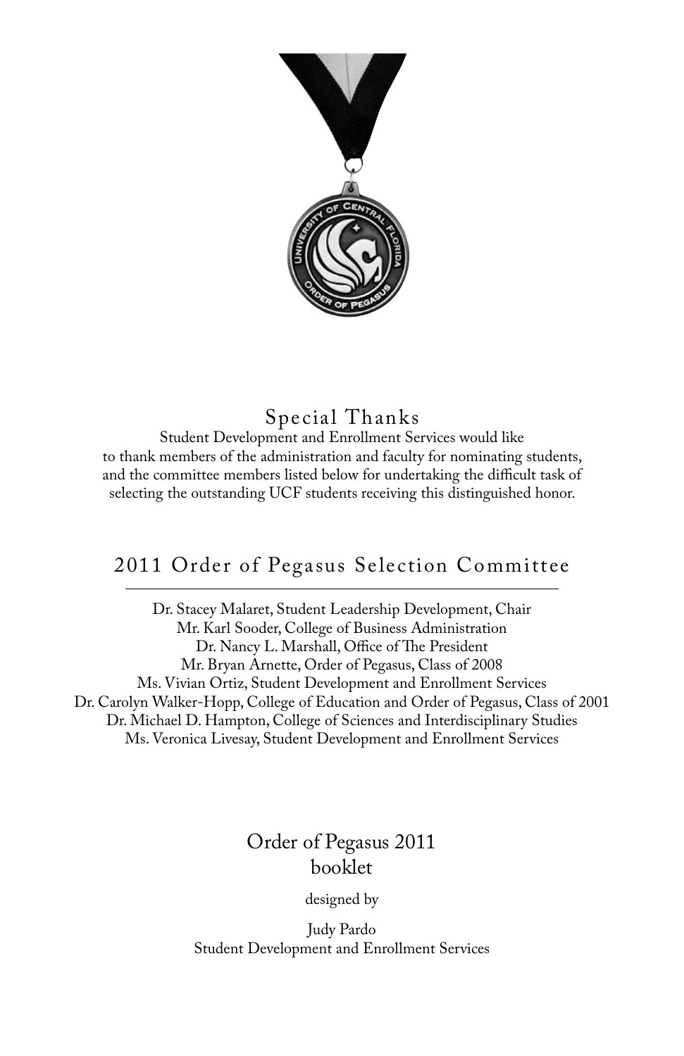## Special Thanks

Student Development and Enrollment Services would like to thank members of the administration and faculty for nominating students, and the committee members listed below for undertaking the difficult task of selecting the outstanding UCF students receiving this distinguished honor.

## 2011 Order of Pegasus Selection Committee

Dr. Stacey Malaret, Student Leadership Development, Chair
Mr. Karl Sooder, College of Business Administration
Dr. Nancy L. Marshall, Office of The President
Mr. Bryan Arnette, Order of Pegasus, Class of 2008
Ms. Vivian Ortiz, Student Development and Enrollment Services
Dr. Carolyn Walker-Hopp, College of Education and Order of Pegasus, Class of 2001
Dr. Michael D. Hampton, College of Sciences and Interdisciplinary Studies
Ms. Veronica Livesay, Student Development and Enrollment Services

Order of Pegasus 2011
booklet

designed by

Judy Pardo
Student Development and Enrollment Services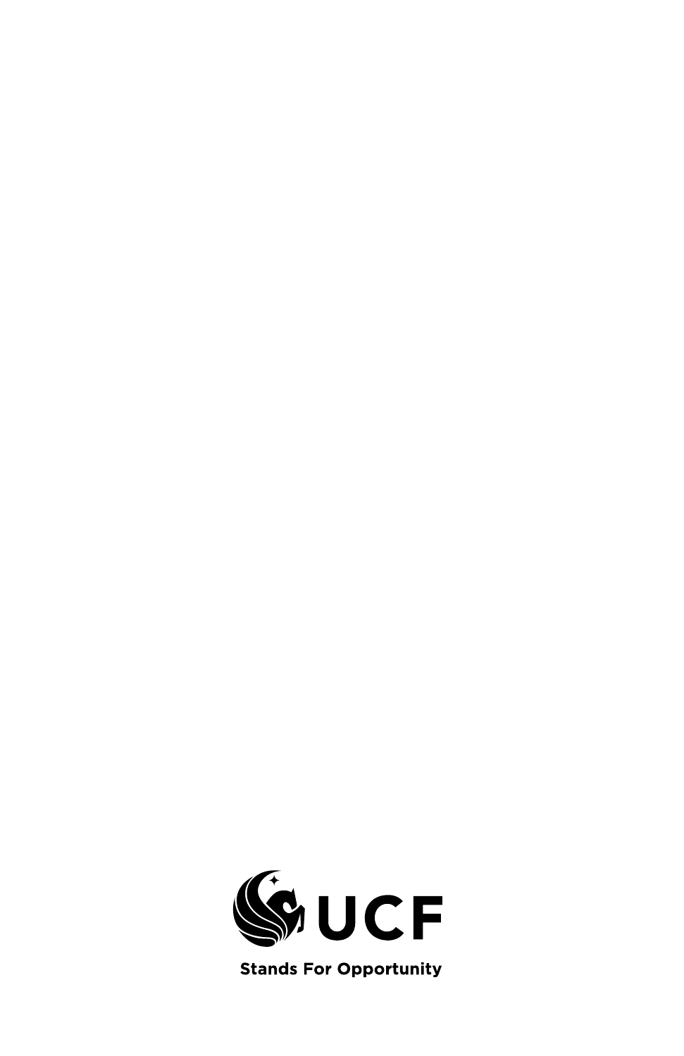UCF

Stands For Opportunity